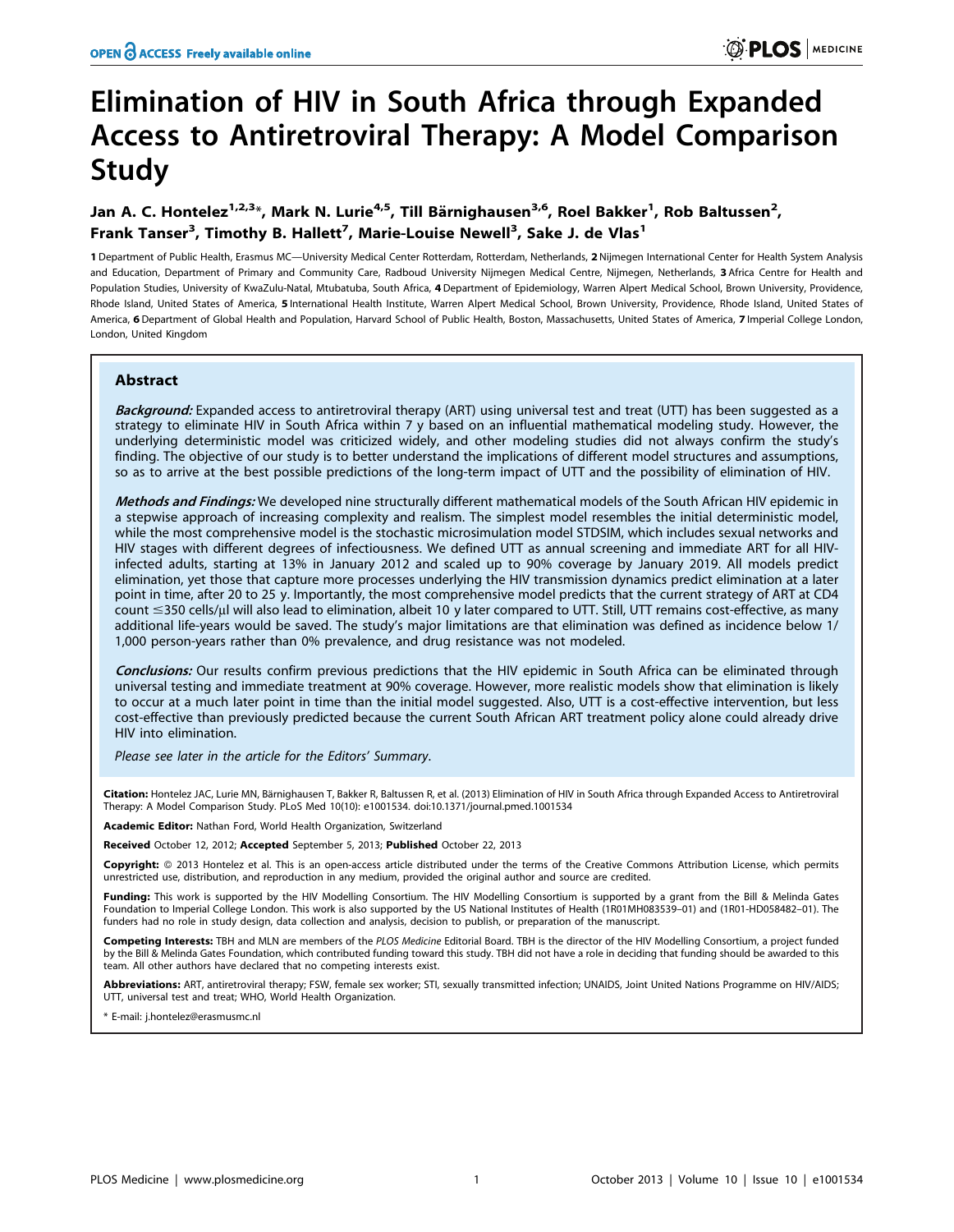# Elimination of HIV in South Africa through Expanded Access to Antiretroviral Therapy: A Model Comparison Study

**Jan A. C. Hontelez[1,2,3]\*, Mark N. Lurie[4,5], Till Bärnighausen[3,6], Roel Bakker[1], Rob Baltussen[2], Frank Tanser[3], Timothy B. Hallett[7], Marie-Louise Newell[3], Sake J. de Vlas[1]**

1 Department of Public Health, Erasmus MC—University Medical Center Rotterdam, Rotterdam, Netherlands, 2 Nijmegen International Center for Health System Analysis and Education, Department of Primary and Community Care, Radboud University Nijmegen Medical Centre, Nijmegen, Netherlands, 3 Africa Centre for Health and Population Studies, University of KwaZulu-Natal, Mtubatuba, South Africa, 4 Department of Epidemiology, Warren Alpert Medical School, Brown University, Providence, Rhode Island, United States of America, 5 International Health Institute, Warren Alpert Medical School, Brown University, Providence, Rhode Island, United States of America, 6 Department of Global Health and Population, Harvard School of Public Health, Boston, Massachusetts, United States of America, 7 Imperial College London, London, United Kingdom

## Abstract

***Background:*** Expanded access to antiretroviral therapy (ART) using universal test and treat (UTT) has been suggested as a strategy to eliminate HIV in South Africa within 7 y based on an influential mathematical modeling study. However, the underlying deterministic model was criticized widely, and other modeling studies did not always confirm the study's finding. The objective of our study is to better understand the implications of different model structures and assumptions, so as to arrive at the best possible predictions of the long-term impact of UTT and the possibility of elimination of HIV.

***Methods and Findings:*** We developed nine structurally different mathematical models of the South African HIV epidemic in a stepwise approach of increasing complexity and realism. The simplest model resembles the initial deterministic model, while the most comprehensive model is the stochastic microsimulation model STDSIM, which includes sexual networks and HIV stages with different degrees of infectiousness. We defined UTT as annual screening and immediate ART for all HIV-infected adults, starting at 13% in January 2012 and scaled up to 90% coverage by January 2019. All models predict elimination, yet those that capture more processes underlying the HIV transmission dynamics predict elimination at a later point in time, after 20 to 25 y. Importantly, the most comprehensive model predicts that the current strategy of ART at CD4 count ≤350 cells/µl will also lead to elimination, albeit 10 y later compared to UTT. Still, UTT remains cost-effective, as many additional life-years would be saved. The study's major limitations are that elimination was defined as incidence below 1/1,000 person-years rather than 0% prevalence, and drug resistance was not modeled.

***Conclusions:*** Our results confirm previous predictions that the HIV epidemic in South Africa can be eliminated through universal testing and immediate treatment at 90% coverage. However, more realistic models show that elimination is likely to occur at a much later point in time than the initial model suggested. Also, UTT is a cost-effective intervention, but less cost-effective than previously predicted because the current South African ART treatment policy alone could already drive HIV into elimination.

*Please see later in the article for the Editors' Summary.*

**Citation:** Hontelez JAC, Lurie MN, Bärnighausen T, Bakker R, Baltussen R, et al. (2013) Elimination of HIV in South Africa through Expanded Access to Antiretroviral Therapy: A Model Comparison Study. PLoS Med 10(10): e1001534. doi:10.1371/journal.pmed.1001534

**Academic Editor:** Nathan Ford, World Health Organization, Switzerland

**Received** October 12, 2012; **Accepted** September 5, 2013; **Published** October 22, 2013

**Copyright:** © 2013 Hontelez et al. This is an open-access article distributed under the terms of the Creative Commons Attribution License, which permits unrestricted use, distribution, and reproduction in any medium, provided the original author and source are credited.

**Funding:** This work is supported by the HIV Modelling Consortium. The HIV Modelling Consortium is supported by a grant from the Bill & Melinda Gates Foundation to Imperial College London. This work is also supported by the US National Institutes of Health (1R01MH083539–01) and (1R01-HD058482–01). The funders had no role in study design, data collection and analysis, decision to publish, or preparation of the manuscript.

**Competing Interests:** TBH and MLN are members of the *PLOS Medicine* Editorial Board. TBH is the director of the HIV Modelling Consortium, a project funded by the Bill & Melinda Gates Foundation, which contributed funding toward this study. TBH did not have a role in deciding that funding should be awarded to this team. All other authors have declared that no competing interests exist.

**Abbreviations:** ART, antiretroviral therapy; FSW, female sex worker; STI, sexually transmitted infection; UNAIDS, Joint United Nations Programme on HIV/AIDS; UTT, universal test and treat; WHO, World Health Organization.

\* E-mail: j.hontelez@erasmusmc.nl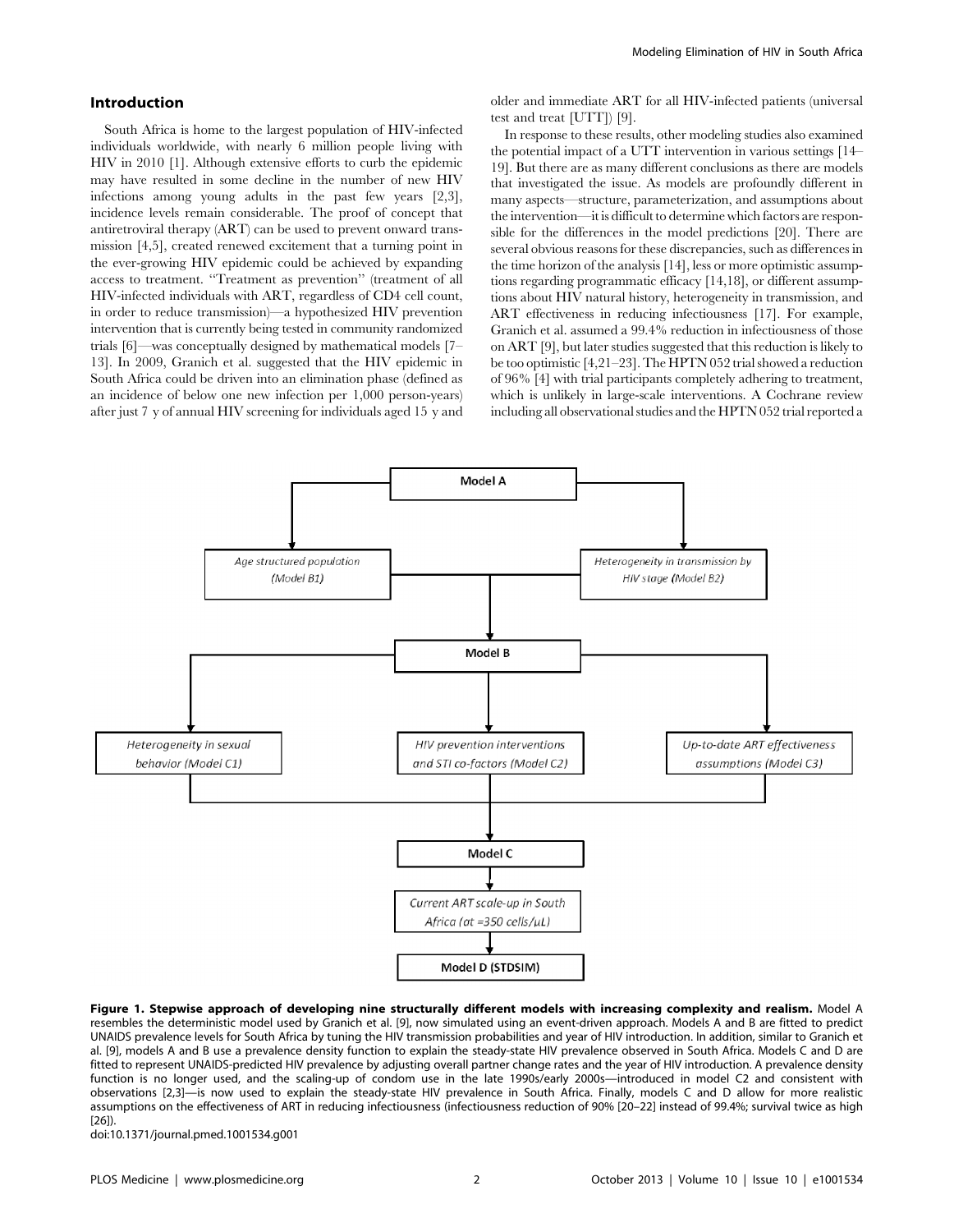## Introduction

South Africa is home to the largest population of HIV-infected individuals worldwide, with nearly 6 million people living with HIV in 2010 [1]. Although extensive efforts to curb the epidemic may have resulted in some decline in the number of new HIV infections among young adults in the past few years [2,3], incidence levels remain considerable. The proof of concept that antiretroviral therapy (ART) can be used to prevent onward transmission [4,5], created renewed excitement that a turning point in the ever-growing HIV epidemic could be achieved by expanding access to treatment. ''Treatment as prevention'' (treatment of all HIV-infected individuals with ART, regardless of CD4 cell count, in order to reduce transmission)—a hypothesized HIV prevention intervention that is currently being tested in community randomized trials [6]—was conceptually designed by mathematical models [7–13]. In 2009, Granich et al. suggested that the HIV epidemic in South Africa could be driven into an elimination phase (defined as an incidence of below one new infection per 1,000 person-years) after just 7 y of annual HIV screening for individuals aged 15 y and older and immediate ART for all HIV-infected patients (universal test and treat [UTT]) [9].

In response to these results, other modeling studies also examined the potential impact of a UTT intervention in various settings [14–19]. But there are as many different conclusions as there are models that investigated the issue. As models are profoundly different in many aspects—structure, parameterization, and assumptions about the intervention—it is difficult to determine which factors are responsible for the differences in the model predictions [20]. There are several obvious reasons for these discrepancies, such as differences in the time horizon of the analysis [14], less or more optimistic assumptions regarding programmatic efficacy [14,18], or different assumptions about HIV natural history, heterogeneity in transmission, and ART effectiveness in reducing infectiousness [17]. For example, Granich et al. assumed a 99.4% reduction in infectiousness of those on ART [9], but later studies suggested that this reduction is likely to be too optimistic [4,21–23]. The HPTN 052 trial showed a reduction of 96% [4] with trial participants completely adhering to treatment, which is unlikely in large-scale interventions. A Cochrane review including all observational studies and the HPTN 052 trial reported a

Model A → Age structured population (Model B1); Heterogeneity in transmission by HIV stage (Model B2) → Model B → Heterogeneity in sexual behavior (Model C1); HIV prevention interventions and STI co-factors (Model C2); Up-to-date ART effectiveness assumptions (Model C3) → Model C → Current ART scale-up in South Africa (at =350 cells/μL) → Model D (STDSIM)

**Figure 1. Stepwise approach of developing nine structurally different models with increasing complexity and realism.** Model A resembles the deterministic model used by Granich et al. [9], now simulated using an event-driven approach. Models A and B are fitted to predict UNAIDS prevalence levels for South Africa by tuning the HIV transmission probabilities and year of HIV introduction. In addition, similar to Granich et al. [9], models A and B use a prevalence density function to explain the steady-state HIV prevalence observed in South Africa. Models C and D are fitted to represent UNAIDS-predicted HIV prevalence by adjusting overall partner change rates and the year of HIV introduction. A prevalence density function is no longer used, and the scaling-up of condom use in the late 1990s/early 2000s—introduced in model C2 and consistent with observations [2,3]—is now used to explain the steady-state HIV prevalence in South Africa. Finally, models C and D allow for more realistic assumptions on the effectiveness of ART in reducing infectiousness (infectiousness reduction of 90% [20–22] instead of 99.4%; survival twice as high [26]).
doi:10.1371/journal.pmed.1001534.g001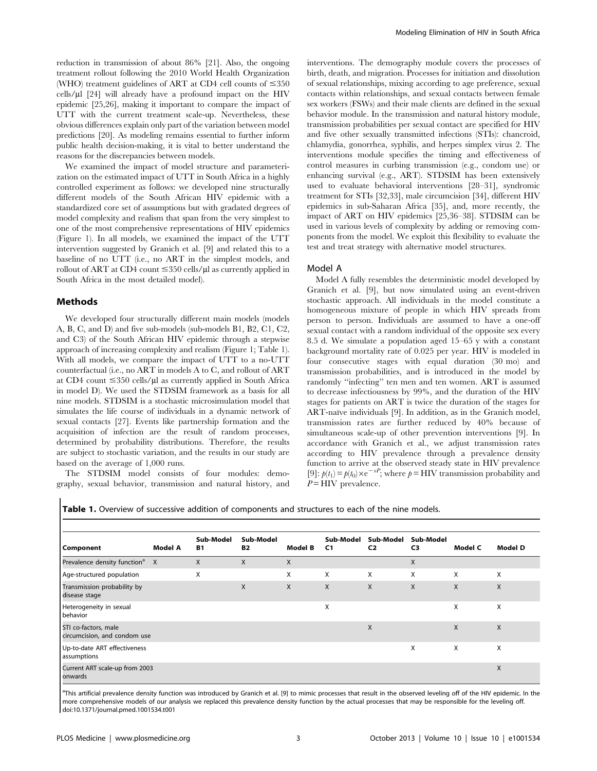reduction in transmission of about 86% [21]. Also, the ongoing treatment rollout following the 2010 World Health Organization (WHO) treatment guidelines of ART at CD4 cell counts of ≤350 cells/µl [24] will already have a profound impact on the HIV epidemic [25,26], making it important to compare the impact of UTT with the current treatment scale-up. Nevertheless, these obvious differences explain only part of the variation between model predictions [20]. As modeling remains essential to further inform public health decision-making, it is vital to better understand the reasons for the discrepancies between models.

We examined the impact of model structure and parameterization on the estimated impact of UTT in South Africa in a highly controlled experiment as follows: we developed nine structurally different models of the South African HIV epidemic with a standardized core set of assumptions but with gradated degrees of model complexity and realism that span from the very simplest to one of the most comprehensive representations of HIV epidemics (Figure 1). In all models, we examined the impact of the UTT intervention suggested by Granich et al. [9] and related this to a baseline of no UTT (i.e., no ART in the simplest models, and rollout of ART at CD4 count ≤350 cells/µl as currently applied in South Africa in the most detailed model).

## Methods

We developed four structurally different main models (models A, B, C, and D) and five sub-models (sub-models B1, B2, C1, C2, and C3) of the South African HIV epidemic through a stepwise approach of increasing complexity and realism (Figure 1; Table 1). With all models, we compare the impact of UTT to a no-UTT counterfactual (i.e., no ART in models A to C, and rollout of ART at CD4 count ≤350 cells/µl as currently applied in South Africa in model D). We used the STDSIM framework as a basis for all nine models. STDSIM is a stochastic microsimulation model that simulates the life course of individuals in a dynamic network of sexual contacts [27]. Events like partnership formation and the acquisition of infection are the result of random processes, determined by probability distributions. Therefore, the results are subject to stochastic variation, and the results in our study are based on the average of 1,000 runs.

The STDSIM model consists of four modules: demography, sexual behavior, transmission and natural history, and interventions. The demography module covers the processes of birth, death, and migration. Processes for initiation and dissolution of sexual relationships, mixing according to age preference, sexual contacts within relationships, and sexual contacts between female sex workers (FSWs) and their male clients are defined in the sexual behavior module. In the transmission and natural history module, transmission probabilities per sexual contact are specified for HIV and five other sexually transmitted infections (STIs): chancroid, chlamydia, gonorrhea, syphilis, and herpes simplex virus 2. The interventions module specifies the timing and effectiveness of control measures in curbing transmission (e.g., condom use) or enhancing survival (e.g., ART). STDSIM has been extensively used to evaluate behavioral interventions [28–31], syndromic treatment for STIs [32,33], male circumcision [34], different HIV epidemics in sub-Saharan Africa [35], and, more recently, the impact of ART on HIV epidemics [25,36–38]. STDSIM can be used in various levels of complexity by adding or removing components from the model. We exploit this flexibility to evaluate the test and treat strategy with alternative model structures.

### Model A

Model A fully resembles the deterministic model developed by Granich et al. [9], but now simulated using an event-driven stochastic approach. All individuals in the model constitute a homogeneous mixture of people in which HIV spreads from person to person. Individuals are assumed to have a one-off sexual contact with a random individual of the opposite sex every 8.5 d. We simulate a population aged 15–65 y with a constant background mortality rate of 0.025 per year. HIV is modeled in four consecutive stages with equal duration (30 mo) and transmission probabilities, and is introduced in the model by randomly "infecting" ten men and ten women. ART is assumed to decrease infectiousness by 99%, and the duration of the HIV stages for patients on ART is twice the duration of the stages for ART-naïve individuals [9]. In addition, as in the Granich model, transmission rates are further reduced by 40% because of simultaneous scale-up of other prevention interventions [9]. In accordance with Granich et al., we adjust transmission rates according to HIV prevalence through a prevalence density function to arrive at the observed steady state in HIV prevalence [9]: $p(t_1) = p(t_0) \times e^{-\alpha P}$; where $p$ = HIV transmission probability and $P$ = HIV prevalence.

**Table 1.** Overview of successive addition of components and structures to each of the nine models.

| Component | Model A | Sub-Model B1 | Sub-Model B2 | Model B | Sub-Model C1 | Sub-Model C2 | Sub-Model C3 | Model C | Model D |
|---|---|---|---|---|---|---|---|---|---|
| Prevalence density function[a] | X | X | X | X | | | X | | |
| Age-structured population | | X | | X | X | X | X | X | X |
| Transmission probability by disease stage | | | X | X | X | X | X | X | X |
| Heterogeneity in sexual behavior | | | | | X | | | X | X |
| STI co-factors, male circumcision, and condom use | | | | | | X | | X | X |
| Up-to-date ART effectiveness assumptions | | | | | | | X | X | X |
| Current ART scale-up from 2003 onwards | | | | | | | | | X |

[a]This artificial prevalence density function was introduced by Granich et al. [9] to mimic processes that result in the observed leveling off of the HIV epidemic. In the more comprehensive models of our analysis we replaced this prevalence density function by the actual processes that may be responsible for the leveling off.
doi:10.1371/journal.pmed.1001534.t001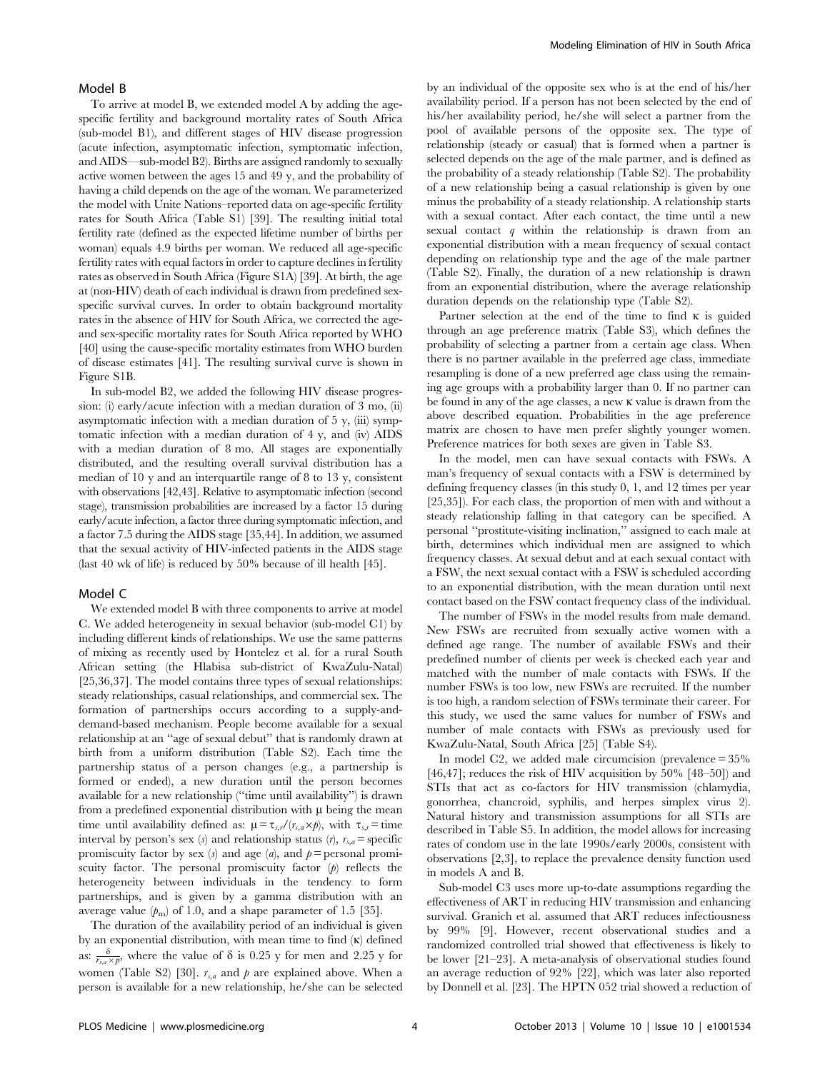### Model B

To arrive at model B, we extended model A by adding the age-specific fertility and background mortality rates of South Africa (sub-model B1), and different stages of HIV disease progression (acute infection, asymptomatic infection, symptomatic infection, and AIDS—sub-model B2). Births are assigned randomly to sexually active women between the ages 15 and 49 y, and the probability of having a child depends on the age of the woman. We parameterized the model with Unite Nations–reported data on age-specific fertility rates for South Africa (Table S1) [39]. The resulting initial total fertility rate (defined as the expected lifetime number of births per woman) equals 4.9 births per woman. We reduced all age-specific fertility rates with equal factors in order to capture declines in fertility rates as observed in South Africa (Figure S1A) [39]. At birth, the age at (non-HIV) death of each individual is drawn from predefined sex-specific survival curves. In order to obtain background mortality rates in the absence of HIV for South Africa, we corrected the age- and sex-specific mortality rates for South Africa reported by WHO [40] using the cause-specific mortality estimates from WHO burden of disease estimates [41]. The resulting survival curve is shown in Figure S1B.

In sub-model B2, we added the following HIV disease progression: (i) early/acute infection with a median duration of 3 mo, (ii) asymptomatic infection with a median duration of 5 y, (iii) symptomatic infection with a median duration of 4 y, and (iv) AIDS with a median duration of 8 mo. All stages are exponentially distributed, and the resulting overall survival distribution has a median of 10 y and an interquartile range of 8 to 13 y, consistent with observations [42,43]. Relative to asymptomatic infection (second stage), transmission probabilities are increased by a factor 15 during early/acute infection, a factor three during symptomatic infection, and a factor 7.5 during the AIDS stage [35,44]. In addition, we assumed that the sexual activity of HIV-infected patients in the AIDS stage (last 40 wk of life) is reduced by 50% because of ill health [45].

### Model C

We extended model B with three components to arrive at model C. We added heterogeneity in sexual behavior (sub-model C1) by including different kinds of relationships. We use the same patterns of mixing as recently used by Hontelez et al. for a rural South African setting (the Hlabisa sub-district of KwaZulu-Natal) [25,36,37]. The model contains three types of sexual relationships: steady relationships, casual relationships, and commercial sex. The formation of partnerships occurs according to a supply-and-demand-based mechanism. People become available for a sexual relationship at an ''age of sexual debut'' that is randomly drawn at birth from a uniform distribution (Table S2). Each time the partnership status of a person changes (e.g., a partnership is formed or ended), a new duration until the person becomes available for a new relationship (''time until availability'') is drawn from a predefined exponential distribution with $\mu$ being the mean time until availability defined as: $\mu = \tau_{s,r}/(r_{s,a} \times p)$, with $\tau_{s,r}$ = time interval by person's sex ($s$) and relationship status ($r$), $r_{s,a}$ = specific promiscuity factor by sex ($s$) and age ($a$), and $p$ = personal promiscuity factor. The personal promiscuity factor ($p$) reflects the heterogeneity between individuals in the tendency to form partnerships, and is given by a gamma distribution with an average value ($p_m$) of 1.0, and a shape parameter of 1.5 [35].

The duration of the availability period of an individual is given by an exponential distribution, with mean time to find ($\kappa$) defined as: $\frac{\delta}{r_{s,a} \times p}$, where the value of $\delta$ is 0.25 y for men and 2.25 y for women (Table S2) [30]. $r_{s,a}$ and $p$ are explained above. When a person is available for a new relationship, he/she can be selected by an individual of the opposite sex who is at the end of his/her availability period. If a person has not been selected by the end of his/her availability period, he/she will select a partner from the pool of available persons of the opposite sex. The type of relationship (steady or casual) that is formed when a partner is selected depends on the age of the male partner, and is defined as the probability of a steady relationship (Table S2). The probability of a new relationship being a casual relationship is given by one minus the probability of a steady relationship. A relationship starts with a sexual contact. After each contact, the time until a new sexual contact $q$ within the relationship is drawn from an exponential distribution with a mean frequency of sexual contact depending on relationship type and the age of the male partner (Table S2). Finally, the duration of a new relationship is drawn from an exponential distribution, where the average relationship duration depends on the relationship type (Table S2).

Partner selection at the end of the time to find $\kappa$ is guided through an age preference matrix (Table S3), which defines the probability of selecting a partner from a certain age class. When there is no partner available in the preferred age class, immediate resampling is done of a new preferred age class using the remaining age groups with a probability larger than 0. If no partner can be found in any of the age classes, a new $\kappa$ value is drawn from the above described equation. Probabilities in the age preference matrix are chosen to have men prefer slightly younger women. Preference matrices for both sexes are given in Table S3.

In the model, men can have sexual contacts with FSWs. A man's frequency of sexual contacts with a FSW is determined by defining frequency classes (in this study 0, 1, and 12 times per year [25,35]). For each class, the proportion of men with and without a steady relationship falling in that category can be specified. A personal ''prostitute-visiting inclination,'' assigned to each male at birth, determines which individual men are assigned to which frequency classes. At sexual debut and at each sexual contact with a FSW, the next sexual contact with a FSW is scheduled according to an exponential distribution, with the mean duration until next contact based on the FSW contact frequency class of the individual.

The number of FSWs in the model results from male demand. New FSWs are recruited from sexually active women with a defined age range. The number of available FSWs and their predefined number of clients per week is checked each year and matched with the number of male contacts with FSWs. If the number FSWs is too low, new FSWs are recruited. If the number is too high, a random selection of FSWs terminate their career. For this study, we used the same values for number of FSWs and number of male contacts with FSWs as previously used for KwaZulu-Natal, South Africa [25] (Table S4).

In model C2, we added male circumcision (prevalence = 35% [46,47]; reduces the risk of HIV acquisition by 50% [48–50]) and STIs that act as co-factors for HIV transmission (chlamydia, gonorrhea, chancroid, syphilis, and herpes simplex virus 2). Natural history and transmission assumptions for all STIs are described in Table S5. In addition, the model allows for increasing rates of condom use in the late 1990s/early 2000s, consistent with observations [2,3], to replace the prevalence density function used in models A and B.

Sub-model C3 uses more up-to-date assumptions regarding the effectiveness of ART in reducing HIV transmission and enhancing survival. Granich et al. assumed that ART reduces infectiousness by 99% [9]. However, recent observational studies and a randomized controlled trial showed that effectiveness is likely to be lower [21–23]. A meta-analysis of observational studies found an average reduction of 92% [22], which was later also reported by Donnell et al. [23]. The HPTN 052 trial showed a reduction of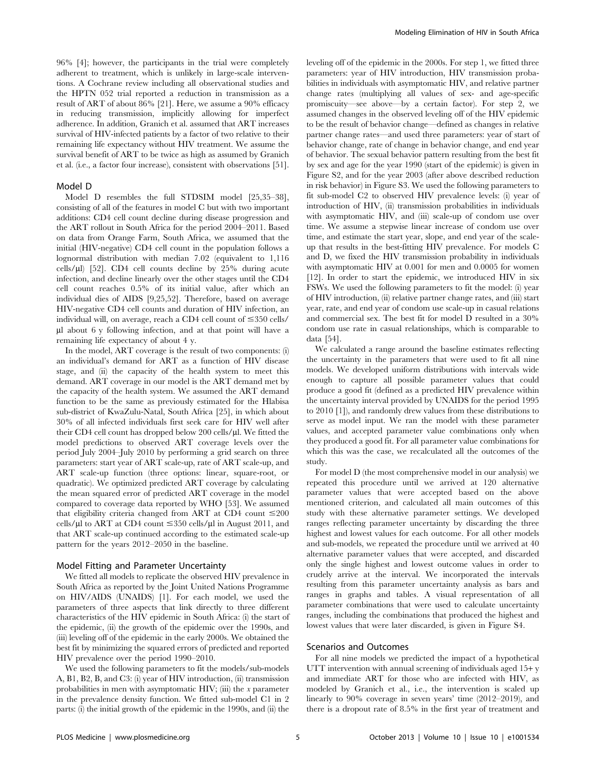96% [4]; however, the participants in the trial were completely adherent to treatment, which is unlikely in large-scale interventions. A Cochrane review including all observational studies and the HPTN 052 trial reported a reduction in transmission as a result of ART of about 86% [21]. Here, we assume a 90% efficacy in reducing transmission, implicitly allowing for imperfect adherence. In addition, Granich et al. assumed that ART increases survival of HIV-infected patients by a factor of two relative to their remaining life expectancy without HIV treatment. We assume the survival benefit of ART to be twice as high as assumed by Granich et al. (i.e., a factor four increase), consistent with observations [51].

### Model D

Model D resembles the full STDSIM model [25,35–38], consisting of all of the features in model C but with two important additions: CD4 cell count decline during disease progression and the ART rollout in South Africa for the period 2004–2011. Based on data from Orange Farm, South Africa, we assumed that the initial (HIV-negative) CD4 cell count in the population follows a lognormal distribution with median 7.02 (equivalent to 1,116 cells/µl) [52]. CD4 cell counts decline by 25% during acute infection, and decline linearly over the other stages until the CD4 cell count reaches 0.5% of its initial value, after which an individual dies of AIDS [9,25,52]. Therefore, based on average HIV-negative CD4 cell counts and duration of HIV infection, an individual will, on average, reach a CD4 cell count of ≤350 cells/µl about 6 y following infection, and at that point will have a remaining life expectancy of about 4 y.

In the model, ART coverage is the result of two components: (i) an individual's demand for ART as a function of HIV disease stage, and (ii) the capacity of the health system to meet this demand. ART coverage in our model is the ART demand met by the capacity of the health system. We assumed the ART demand function to be the same as previously estimated for the Hlabisa sub-district of KwaZulu-Natal, South Africa [25], in which about 30% of all infected individuals first seek care for HIV well after their CD4 cell count has dropped below 200 cells/µl. We fitted the model predictions to observed ART coverage levels over the period July 2004–July 2010 by performing a grid search on three parameters: start year of ART scale-up, rate of ART scale-up, and ART scale-up function (three options: linear, square-root, or quadratic). We optimized predicted ART coverage by calculating the mean squared error of predicted ART coverage in the model compared to coverage data reported by WHO [53]. We assumed that eligibility criteria changed from ART at CD4 count ≤200 cells/µl to ART at CD4 count ≤350 cells/µl in August 2011, and that ART scale-up continued according to the estimated scale-up pattern for the years 2012–2050 in the baseline.

### Model Fitting and Parameter Uncertainty

We fitted all models to replicate the observed HIV prevalence in South Africa as reported by the Joint United Nations Programme on HIV/AIDS (UNAIDS) [1]. For each model, we used the parameters of three aspects that link directly to three different characteristics of the HIV epidemic in South Africa: (i) the start of the epidemic, (ii) the growth of the epidemic over the 1990s, and (iii) leveling off of the epidemic in the early 2000s. We obtained the best fit by minimizing the squared errors of predicted and reported HIV prevalence over the period 1990–2010.

We used the following parameters to fit the models/sub-models A, B1, B2, B, and C3: (i) year of HIV introduction, (ii) transmission probabilities in men with asymptomatic HIV; (iii) the $x$ parameter in the prevalence density function. We fitted sub-model C1 in 2 parts: (i) the initial growth of the epidemic in the 1990s, and (ii) the leveling off of the epidemic in the 2000s. For step 1, we fitted three parameters: year of HIV introduction, HIV transmission probabilities in individuals with asymptomatic HIV, and relative partner change rates (multiplying all values of sex- and age-specific promiscuity—see above—by a certain factor). For step 2, we assumed changes in the observed leveling off of the HIV epidemic to be the result of behavior change—defined as changes in relative partner change rates—and used three parameters: year of start of behavior change, rate of change in behavior change, and end year of behavior. The sexual behavior pattern resulting from the best fit by sex and age for the year 1990 (start of the epidemic) is given in Figure S2, and for the year 2003 (after above described reduction in risk behavior) in Figure S3. We used the following parameters to fit sub-model C2 to observed HIV prevalence levels: (i) year of introduction of HIV, (ii) transmission probabilities in individuals with asymptomatic HIV, and (iii) scale-up of condom use over time. We assume a stepwise linear increase of condom use over time, and estimate the start year, slope, and end year of the scale-up that results in the best-fitting HIV prevalence. For models C and D, we fixed the HIV transmission probability in individuals with asymptomatic HIV at 0.001 for men and 0.0005 for women [12]. In order to start the epidemic, we introduced HIV in six FSWs. We used the following parameters to fit the model: (i) year of HIV introduction, (ii) relative partner change rates, and (iii) start year, rate, and end year of condom use scale-up in casual relations and commercial sex. The best fit for model D resulted in a 30% condom use rate in casual relationships, which is comparable to data [54].

We calculated a range around the baseline estimates reflecting the uncertainty in the parameters that were used to fit all nine models. We developed uniform distributions with intervals wide enough to capture all possible parameter values that could produce a good fit (defined as a predicted HIV prevalence within the uncertainty interval provided by UNAIDS for the period 1995 to 2010 [1]), and randomly drew values from these distributions to serve as model input. We ran the model with these parameter values, and accepted parameter value combinations only when they produced a good fit. For all parameter value combinations for which this was the case, we recalculated all the outcomes of the study.

For model D (the most comprehensive model in our analysis) we repeated this procedure until we arrived at 120 alternative parameter values that were accepted based on the above mentioned criterion, and calculated all main outcomes of this study with these alternative parameter settings. We developed ranges reflecting parameter uncertainty by discarding the three highest and lowest values for each outcome. For all other models and sub-models, we repeated the procedure until we arrived at 40 alternative parameter values that were accepted, and discarded only the single highest and lowest outcome values in order to crudely arrive at the interval. We incorporated the intervals resulting from this parameter uncertainty analysis as bars and ranges in graphs and tables. A visual representation of all parameter combinations that were used to calculate uncertainty ranges, including the combinations that produced the highest and lowest values that were later discarded, is given in Figure S4.

### Scenarios and Outcomes

For all nine models we predicted the impact of a hypothetical UTT intervention with annual screening of individuals aged 15+ y and immediate ART for those who are infected with HIV, as modeled by Granich et al., i.e., the intervention is scaled up linearly to 90% coverage in seven years' time (2012–2019), and there is a dropout rate of 8.5% in the first year of treatment and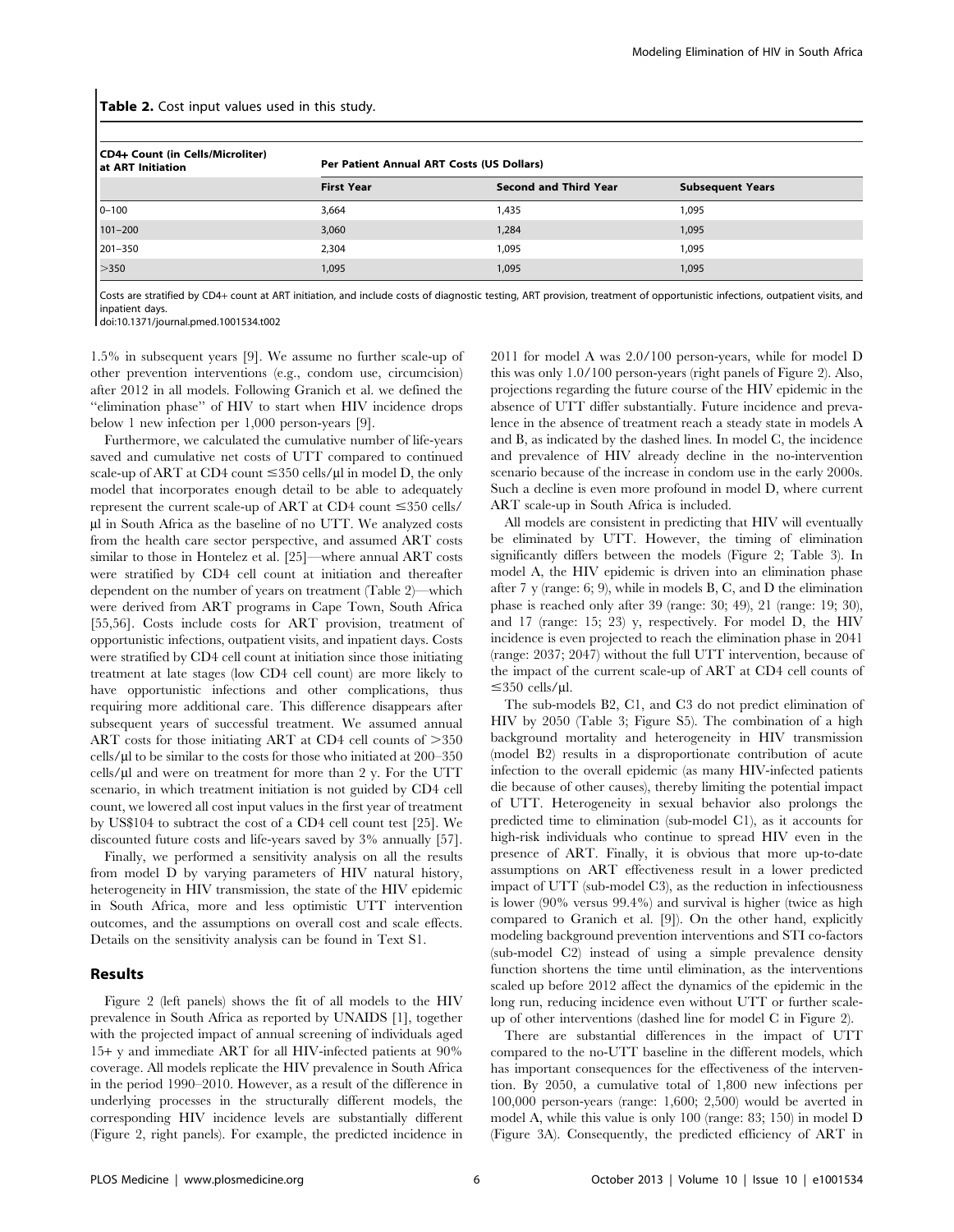**Table 2.** Cost input values used in this study.

| CD4+ Count (in Cells/Microliter) at ART Initiation | Per Patient Annual ART Costs (US Dollars) | | |
|---|---|---|---|
| | **First Year** | **Second and Third Year** | **Subsequent Years** |
| 0–100 | 3,664 | 1,435 | 1,095 |
| 101–200 | 3,060 | 1,284 | 1,095 |
| 201–350 | 2,304 | 1,095 | 1,095 |
| >350 | 1,095 | 1,095 | 1,095 |

Costs are stratified by CD4+ count at ART initiation, and include costs of diagnostic testing, ART provision, treatment of opportunistic infections, outpatient visits, and inpatient days.

doi:10.1371/journal.pmed.1001534.t002

1.5% in subsequent years [9]. We assume no further scale-up of other prevention interventions (e.g., condom use, circumcision) after 2012 in all models. Following Granich et al. we defined the "elimination phase" of HIV to start when HIV incidence drops below 1 new infection per 1,000 person-years [9].

Furthermore, we calculated the cumulative number of life-years saved and cumulative net costs of UTT compared to continued scale-up of ART at CD4 count ≤350 cells/µl in model D, the only model that incorporates enough detail to be able to adequately represent the current scale-up of ART at CD4 count ≤350 cells/µl in South Africa as the baseline of no UTT. We analyzed costs from the health care sector perspective, and assumed ART costs similar to those in Hontelez et al. [25]—where annual ART costs were stratified by CD4 cell count at initiation and thereafter dependent on the number of years on treatment (Table 2)—which were derived from ART programs in Cape Town, South Africa [55,56]. Costs include costs for ART provision, treatment of opportunistic infections, outpatient visits, and inpatient days. Costs were stratified by CD4 cell count at initiation since those initiating treatment at late stages (low CD4 cell count) are more likely to have opportunistic infections and other complications, thus requiring more additional care. This difference disappears after subsequent years of successful treatment. We assumed annual ART costs for those initiating ART at CD4 cell counts of >350 cells/µl to be similar to the costs for those who initiated at 200–350 cells/µl and were on treatment for more than 2 y. For the UTT scenario, in which treatment initiation is not guided by CD4 cell count, we lowered all cost input values in the first year of treatment by US$104 to subtract the cost of a CD4 cell count test [25]. We discounted future costs and life-years saved by 3% annually [57].

Finally, we performed a sensitivity analysis on all the results from model D by varying parameters of HIV natural history, heterogeneity in HIV transmission, the state of the HIV epidemic in South Africa, more and less optimistic UTT intervention outcomes, and the assumptions on overall cost and scale effects. Details on the sensitivity analysis can be found in Text S1.

## Results

Figure 2 (left panels) shows the fit of all models to the HIV prevalence in South Africa as reported by UNAIDS [1], together with the projected impact of annual screening of individuals aged 15+ y and immediate ART for all HIV-infected patients at 90% coverage. All models replicate the HIV prevalence in South Africa in the period 1990–2010. However, as a result of the difference in underlying processes in the structurally different models, the corresponding HIV incidence levels are substantially different (Figure 2, right panels). For example, the predicted incidence in 2011 for model A was 2.0/100 person-years, while for model D this was only 1.0/100 person-years (right panels of Figure 2). Also, projections regarding the future course of the HIV epidemic in the absence of UTT differ substantially. Future incidence and prevalence in the absence of treatment reach a steady state in models A and B, as indicated by the dashed lines. In model C, the incidence and prevalence of HIV already decline in the no-intervention scenario because of the increase in condom use in the early 2000s. Such a decline is even more profound in model D, where current ART scale-up in South Africa is included.

All models are consistent in predicting that HIV will eventually be eliminated by UTT. However, the timing of elimination significantly differs between the models (Figure 2; Table 3). In model A, the HIV epidemic is driven into an elimination phase after 7 y (range: 6; 9), while in models B, C, and D the elimination phase is reached only after 39 (range: 30; 49), 21 (range: 19; 30), and 17 (range: 15; 23) y, respectively. For model D, the HIV incidence is even projected to reach the elimination phase in 2041 (range: 2037; 2047) without the full UTT intervention, because of the impact of the current scale-up of ART at CD4 cell counts of ≤350 cells/µl.

The sub-models B2, C1, and C3 do not predict elimination of HIV by 2050 (Table 3; Figure S5). The combination of a high background mortality and heterogeneity in HIV transmission (model B2) results in a disproportionate contribution of acute infection to the overall epidemic (as many HIV-infected patients die because of other causes), thereby limiting the potential impact of UTT. Heterogeneity in sexual behavior also prolongs the predicted time to elimination (sub-model C1), as it accounts for high-risk individuals who continue to spread HIV even in the presence of ART. Finally, it is obvious that more up-to-date assumptions on ART effectiveness result in a lower predicted impact of UTT (sub-model C3), as the reduction in infectiousness is lower (90% versus 99.4%) and survival is higher (twice as high compared to Granich et al. [9]). On the other hand, explicitly modeling background prevention interventions and STI co-factors (sub-model C2) instead of using a simple prevalence density function shortens the time until elimination, as the interventions scaled up before 2012 affect the dynamics of the epidemic in the long run, reducing incidence even without UTT or further scale-up of other interventions (dashed line for model C in Figure 2).

There are substantial differences in the impact of UTT compared to the no-UTT baseline in the different models, which has important consequences for the effectiveness of the intervention. By 2050, a cumulative total of 1,800 new infections per 100,000 person-years (range: 1,600; 2,500) would be averted in model A, while this value is only 100 (range: 83; 150) in model D (Figure 3A). Consequently, the predicted efficiency of ART in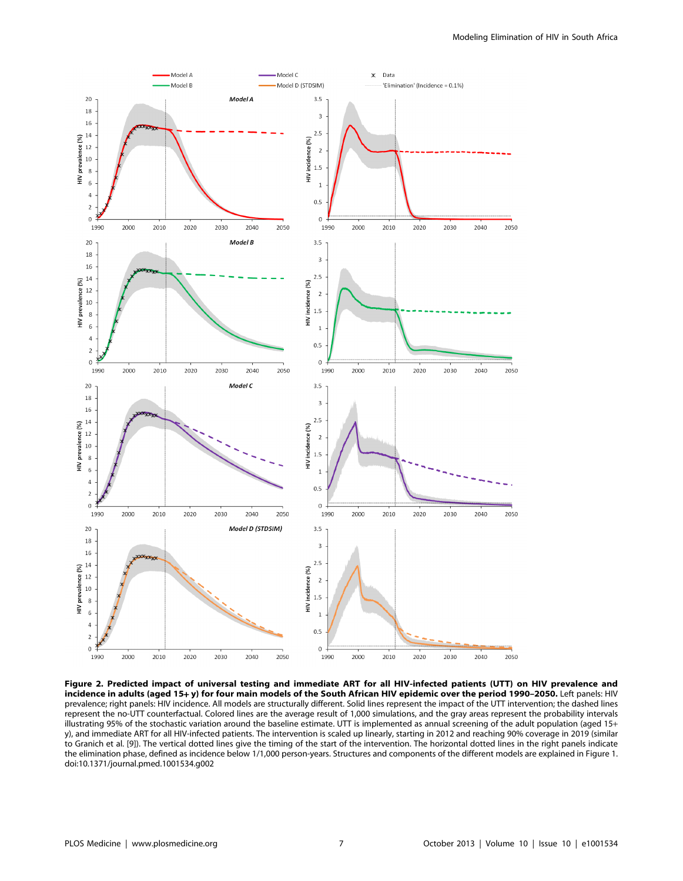**Figure 2. Predicted impact of universal testing and immediate ART for all HIV-infected patients (UTT) on HIV prevalence and incidence in adults (aged 15+ y) for four main models of the South African HIV epidemic over the period 1990–2050.** Left panels: HIV prevalence; right panels: HIV incidence. All models are structurally different. Solid lines represent the impact of the UTT intervention; the dashed lines represent the no-UTT counterfactual. Colored lines are the average result of 1,000 simulations, and the gray areas represent the probability intervals illustrating 95% of the stochastic variation around the baseline estimate. UTT is implemented as annual screening of the adult population (aged 15+ y), and immediate ART for all HIV-infected patients. The intervention is scaled up linearly, starting in 2012 and reaching 90% coverage in 2019 (similar to Granich et al. [9]). The vertical dotted lines give the timing of the start of the intervention. The horizontal dotted lines in the right panels indicate the elimination phase, defined as incidence below 1/1,000 person-years. Structures and components of the different models are explained in Figure 1.
doi:10.1371/journal.pmed.1001534.g002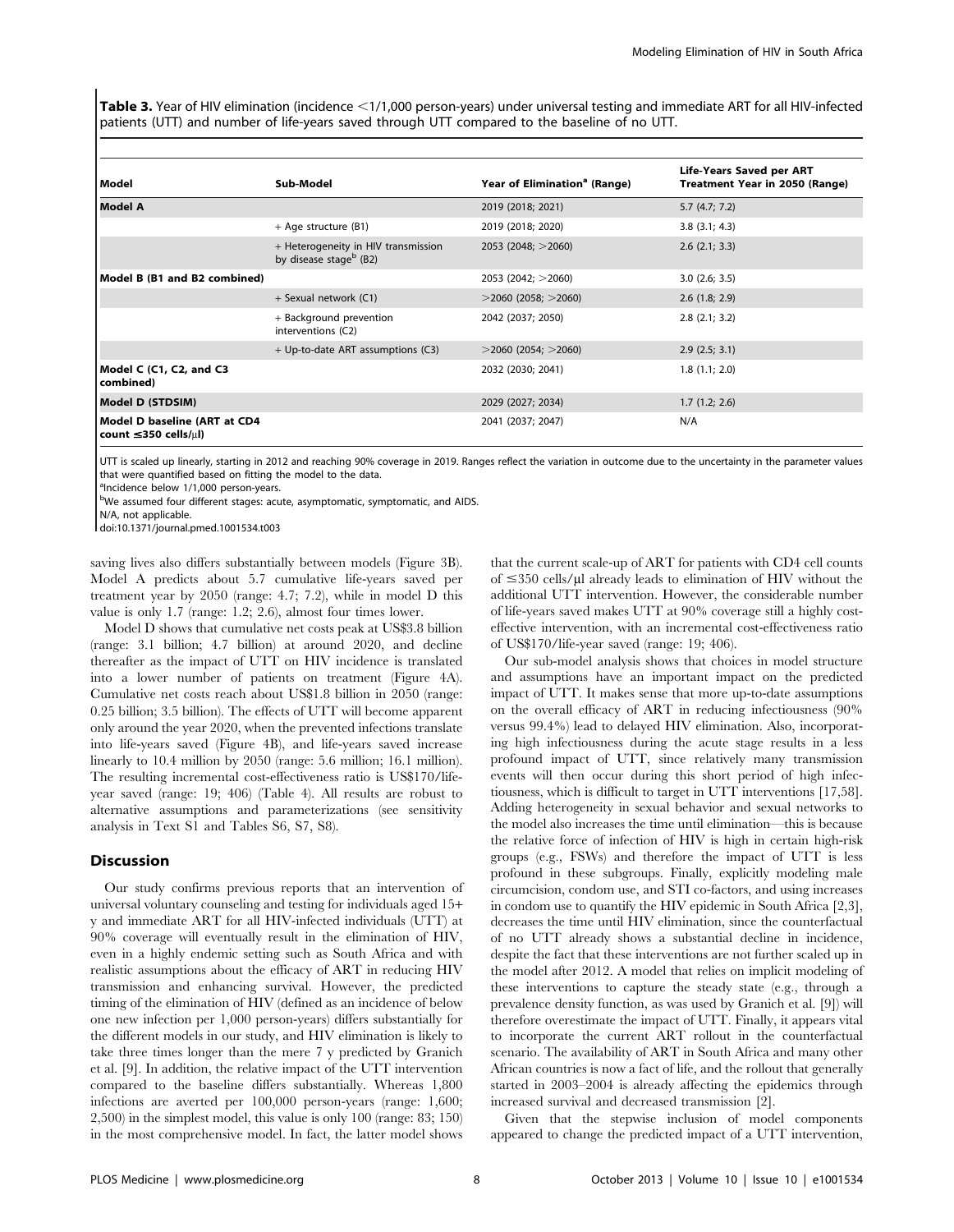**Table 3.** Year of HIV elimination (incidence <1/1,000 person-years) under universal testing and immediate ART for all HIV-infected patients (UTT) and number of life-years saved through UTT compared to the baseline of no UTT.

| Model | Sub-Model | Year of Elimination[a] (Range) | Life-Years Saved per ART Treatment Year in 2050 (Range) |
|---|---|---|---|
| **Model A** | | 2019 (2018; 2021) | 5.7 (4.7; 7.2) |
| | + Age structure (B1) | 2019 (2018; 2020) | 3.8 (3.1; 4.3) |
| | + Heterogeneity in HIV transmission by disease stage[b] (B2) | 2053 (2048; >2060) | 2.6 (2.1; 3.3) |
| **Model B (B1 and B2 combined)** | | 2053 (2042; >2060) | 3.0 (2.6; 3.5) |
| | + Sexual network (C1) | >2060 (2058; >2060) | 2.6 (1.8; 2.9) |
| | + Background prevention interventions (C2) | 2042 (2037; 2050) | 2.8 (2.1; 3.2) |
| | + Up-to-date ART assumptions (C3) | >2060 (2054; >2060) | 2.9 (2.5; 3.1) |
| **Model C (C1, C2, and C3 combined)** | | 2032 (2030; 2041) | 1.8 (1.1; 2.0) |
| **Model D (STDSIM)** | | 2029 (2027; 2034) | 1.7 (1.2; 2.6) |
| **Model D baseline (ART at CD4 count ≤350 cells/μl)** | | 2041 (2037; 2047) | N/A |

UTT is scaled up linearly, starting in 2012 and reaching 90% coverage in 2019. Ranges reflect the variation in outcome due to the uncertainty in the parameter values that were quantified based on fitting the model to the data.

[a]Incidence below 1/1,000 person-years.

[b]We assumed four different stages: acute, asymptomatic, symptomatic, and AIDS.

N/A, not applicable.

doi:10.1371/journal.pmed.1001534.t003

saving lives also differs substantially between models (Figure 3B). Model A predicts about 5.7 cumulative life-years saved per treatment year by 2050 (range: 4.7; 7.2), while in model D this value is only 1.7 (range: 1.2; 2.6), almost four times lower.

Model D shows that cumulative net costs peak at US$3.8 billion (range: 3.1 billion; 4.7 billion) at around 2020, and decline thereafter as the impact of UTT on HIV incidence is translated into a lower number of patients on treatment (Figure 4A). Cumulative net costs reach about US$1.8 billion in 2050 (range: 0.25 billion; 3.5 billion). The effects of UTT will become apparent only around the year 2020, when the prevented infections translate into life-years saved (Figure 4B), and life-years saved increase linearly to 10.4 million by 2050 (range: 5.6 million; 16.1 million). The resulting incremental cost-effectiveness ratio is US$170/life-year saved (range: 19; 406) (Table 4). All results are robust to alternative assumptions and parameterizations (see sensitivity analysis in Text S1 and Tables S6, S7, S8).

## Discussion

Our study confirms previous reports that an intervention of universal voluntary counseling and testing for individuals aged 15+ y and immediate ART for all HIV-infected individuals (UTT) at 90% coverage will eventually result in the elimination of HIV, even in a highly endemic setting such as South Africa and with realistic assumptions about the efficacy of ART in reducing HIV transmission and enhancing survival. However, the predicted timing of the elimination of HIV (defined as an incidence of below one new infection per 1,000 person-years) differs substantially for the different models in our study, and HIV elimination is likely to take three times longer than the mere 7 y predicted by Granich et al. [9]. In addition, the relative impact of the UTT intervention compared to the baseline differs substantially. Whereas 1,800 infections are averted per 100,000 person-years (range: 1,600; 2,500) in the simplest model, this value is only 100 (range: 83; 150) in the most comprehensive model. In fact, the latter model shows that the current scale-up of ART for patients with CD4 cell counts of ≤350 cells/μl already leads to elimination of HIV without the additional UTT intervention. However, the considerable number of life-years saved makes UTT at 90% coverage still a highly cost-effective intervention, with an incremental cost-effectiveness ratio of US$170/life-year saved (range: 19; 406).

Our sub-model analysis shows that choices in model structure and assumptions have an important impact on the predicted impact of UTT. It makes sense that more up-to-date assumptions on the overall efficacy of ART in reducing infectiousness (90% versus 99.4%) lead to delayed HIV elimination. Also, incorporating high infectiousness during the acute stage results in a less profound impact of UTT, since relatively many transmission events will then occur during this short period of high infectiousness, which is difficult to target in UTT interventions [17,58]. Adding heterogeneity in sexual behavior and sexual networks to the model also increases the time until elimination—this is because the relative force of infection of HIV is high in certain high-risk groups (e.g., FSWs) and therefore the impact of UTT is less profound in these subgroups. Finally, explicitly modeling male circumcision, condom use, and STI co-factors, and using increases in condom use to quantify the HIV epidemic in South Africa [2,3], decreases the time until HIV elimination, since the counterfactual of no UTT already shows a substantial decline in incidence, despite the fact that these interventions are not further scaled up in the model after 2012. A model that relies on implicit modeling of these interventions to capture the steady state (e.g., through a prevalence density function, as was used by Granich et al. [9]) will therefore overestimate the impact of UTT. Finally, it appears vital to incorporate the current ART rollout in the counterfactual scenario. The availability of ART in South Africa and many other African countries is now a fact of life, and the rollout that generally started in 2003–2004 is already affecting the epidemics through increased survival and decreased transmission [2].

Given that the stepwise inclusion of model components appeared to change the predicted impact of a UTT intervention,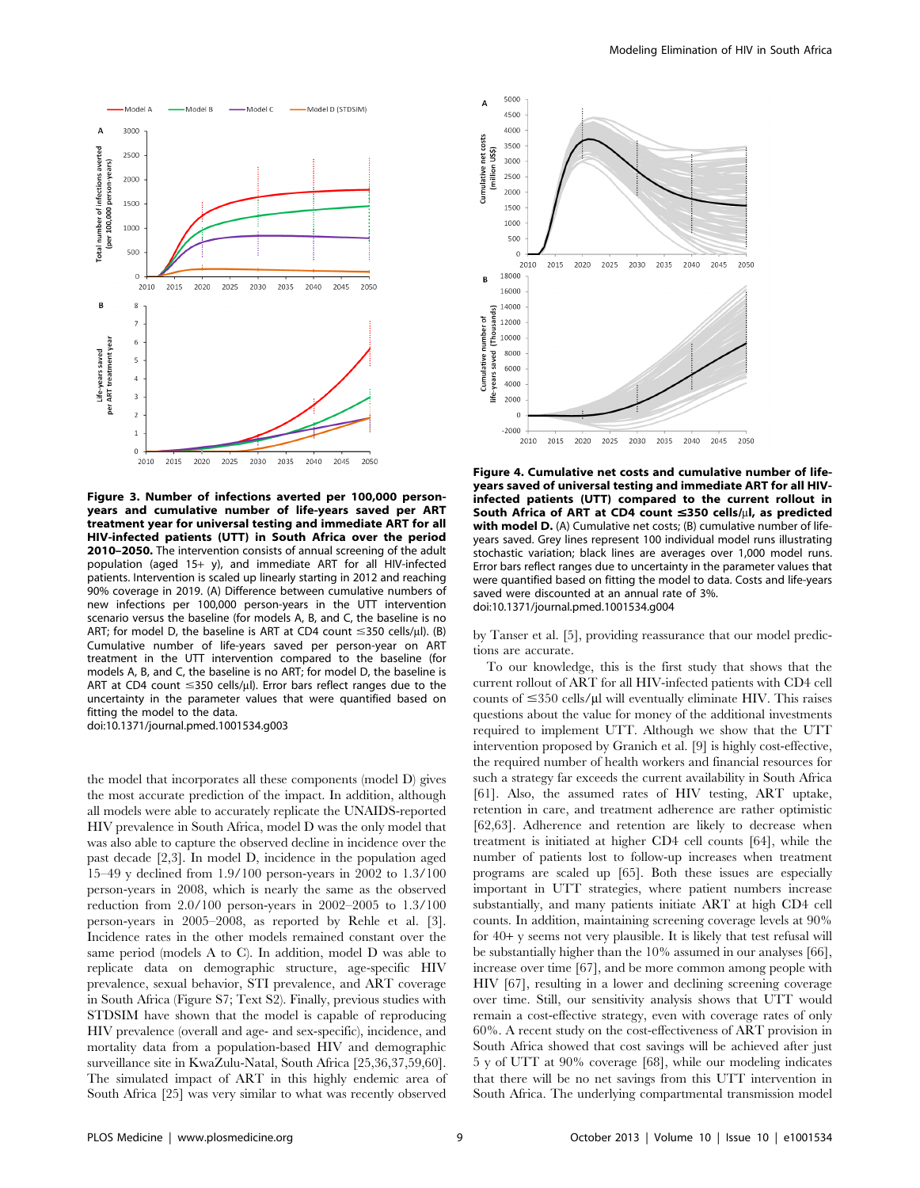**Figure 3. Number of infections averted per 100,000 person-years and cumulative number of life-years saved per ART treatment year for universal testing and immediate ART for all HIV-infected patients (UTT) in South Africa over the period 2010–2050.** The intervention consists of annual screening of the adult population (aged 15+ y), and immediate ART for all HIV-infected patients. Intervention is scaled up linearly starting in 2012 and reaching 90% coverage in 2019. (A) Difference between cumulative numbers of new infections per 100,000 person-years in the UTT intervention scenario versus the baseline (for models A, B, and C, the baseline is no ART; for model D, the baseline is ART at CD4 count ≤350 cells/μl). (B) Cumulative number of life-years saved per person-year on ART treatment in the UTT intervention compared to the baseline (for models A, B, and C, the baseline is no ART; for model D, the baseline is ART at CD4 count ≤350 cells/μl). Error bars reflect ranges due to the uncertainty in the parameter values that were quantified based on fitting the model to the data.
doi:10.1371/journal.pmed.1001534.g003

the model that incorporates all these components (model D) gives the most accurate prediction of the impact. In addition, although all models were able to accurately replicate the UNAIDS-reported HIV prevalence in South Africa, model D was the only model that was also able to capture the observed decline in incidence over the past decade [2,3]. In model D, incidence in the population aged 15–49 y declined from 1.9/100 person-years in 2002 to 1.3/100 person-years in 2008, which is nearly the same as the observed reduction from 2.0/100 person-years in 2002–2005 to 1.3/100 person-years in 2005–2008, as reported by Rehle et al. [3]. Incidence rates in the other models remained constant over the same period (models A to C). In addition, model D was able to replicate data on demographic structure, age-specific HIV prevalence, sexual behavior, STI prevalence, and ART coverage in South Africa (Figure S7; Text S2). Finally, previous studies with STDSIM have shown that the model is capable of reproducing HIV prevalence (overall and age- and sex-specific), incidence, and mortality data from a population-based HIV and demographic surveillance site in KwaZulu-Natal, South Africa [25,36,37,59,60]. The simulated impact of ART in this highly endemic area of South Africa [25] was very similar to what was recently observed by Tanser et al. [5], providing reassurance that our model predictions are accurate.

**Figure 4. Cumulative net costs and cumulative number of life-years saved of universal testing and immediate ART for all HIV-infected patients (UTT) compared to the current rollout in South Africa of ART at CD4 count ≤350 cells/μl, as predicted with model D.** (A) Cumulative net costs; (B) cumulative number of life-years saved. Grey lines represent 100 individual model runs illustrating stochastic variation; black lines are averages over 1,000 model runs. Error bars reflect ranges due to uncertainty in the parameter values that were quantified based on fitting the model to data. Costs and life-years saved were discounted at an annual rate of 3%.
doi:10.1371/journal.pmed.1001534.g004

To our knowledge, this is the first study that shows that the current rollout of ART for all HIV-infected patients with CD4 cell counts of ≤350 cells/μl will eventually eliminate HIV. This raises questions about the value for money of the additional investments required to implement UTT. Although we show that the UTT intervention proposed by Granich et al. [9] is highly cost-effective, the required number of health workers and financial resources for such a strategy far exceeds the current availability in South Africa [61]. Also, the assumed rates of HIV testing, ART uptake, retention in care, and treatment adherence are rather optimistic [62,63]. Adherence and retention are likely to decrease when treatment is initiated at higher CD4 cell counts [64], while the number of patients lost to follow-up increases when treatment programs are scaled up [65]. Both these issues are especially important in UTT strategies, where patient numbers increase substantially, and many patients initiate ART at high CD4 cell counts. In addition, maintaining screening coverage levels at 90% for 40+ y seems not very plausible. It is likely that test refusal will be substantially higher than the 10% assumed in our analyses [66], increase over time [67], and be more common among people with HIV [67], resulting in a lower and declining screening coverage over time. Still, our sensitivity analysis shows that UTT would remain a cost-effective strategy, even with coverage rates of only 60%. A recent study on the cost-effectiveness of ART provision in South Africa showed that cost savings will be achieved after just 5 y of UTT at 90% coverage [68], while our modeling indicates that there will be no net savings from this UTT intervention in South Africa. The underlying compartmental transmission model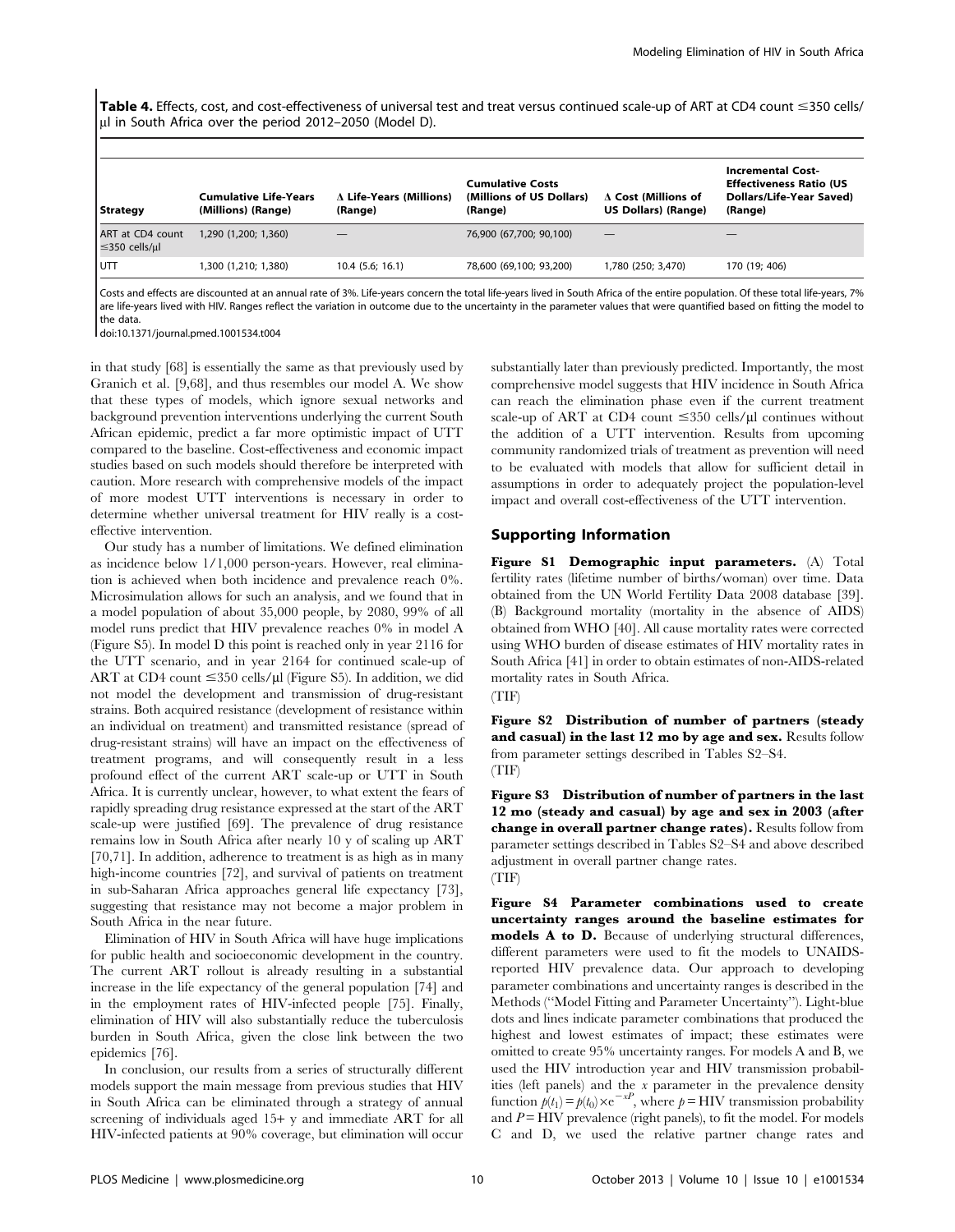**Table 4.** Effects, cost, and cost-effectiveness of universal test and treat versus continued scale-up of ART at CD4 count ≤350 cells/μl in South Africa over the period 2012–2050 (Model D).

| Strategy | Cumulative Life-Years (Millions) (Range) | Δ Life-Years (Millions) (Range) | Cumulative Costs (Millions of US Dollars) (Range) | Δ Cost (Millions of US Dollars) (Range) | Incremental Cost-Effectiveness Ratio (US Dollars/Life-Year Saved) (Range) |
|---|---|---|---|---|---|
| ART at CD4 count ≤350 cells/μl | 1,290 (1,200; 1,360) | — | 76,900 (67,700; 90,100) | — | — |
| UTT | 1,300 (1,210; 1,380) | 10.4 (5.6; 16.1) | 78,600 (69,100; 93,200) | 1,780 (250; 3,470) | 170 (19; 406) |

Costs and effects are discounted at an annual rate of 3%. Life-years concern the total life-years lived in South Africa of the entire population. Of these total life-years, 7% are life-years lived with HIV. Ranges reflect the variation in outcome due to the uncertainty in the parameter values that were quantified based on fitting the model to the data.

doi:10.1371/journal.pmed.1001534.t004

in that study [68] is essentially the same as that previously used by Granich et al. [9,68], and thus resembles our model A. We show that these types of models, which ignore sexual networks and background prevention interventions underlying the current South African epidemic, predict a far more optimistic impact of UTT compared to the baseline. Cost-effectiveness and economic impact studies based on such models should therefore be interpreted with caution. More research with comprehensive models of the impact of more modest UTT interventions is necessary in order to determine whether universal treatment for HIV really is a cost-effective intervention.

Our study has a number of limitations. We defined elimination as incidence below 1/1,000 person-years. However, real elimination is achieved when both incidence and prevalence reach 0%. Microsimulation allows for such an analysis, and we found that in a model population of about 35,000 people, by 2080, 99% of all model runs predict that HIV prevalence reaches 0% in model A (Figure S5). In model D this point is reached only in year 2116 for the UTT scenario, and in year 2164 for continued scale-up of ART at CD4 count ≤350 cells/μl (Figure S5). In addition, we did not model the development and transmission of drug-resistant strains. Both acquired resistance (development of resistance within an individual on treatment) and transmitted resistance (spread of drug-resistant strains) will have an impact on the effectiveness of treatment programs, and will consequently result in a less profound effect of the current ART scale-up or UTT in South Africa. It is currently unclear, however, to what extent the fears of rapidly spreading drug resistance expressed at the start of the ART scale-up were justified [69]. The prevalence of drug resistance remains low in South Africa after nearly 10 y of scaling up ART [70,71]. In addition, adherence to treatment is as high as in many high-income countries [72], and survival of patients on treatment in sub-Saharan Africa approaches general life expectancy [73], suggesting that resistance may not become a major problem in South Africa in the near future.

Elimination of HIV in South Africa will have huge implications for public health and socioeconomic development in the country. The current ART rollout is already resulting in a substantial increase in the life expectancy of the general population [74] and in the employment rates of HIV-infected people [75]. Finally, elimination of HIV will also substantially reduce the tuberculosis burden in South Africa, given the close link between the two epidemics [76].

In conclusion, our results from a series of structurally different models support the main message from previous studies that HIV in South Africa can be eliminated through a strategy of annual screening of individuals aged 15+ y and immediate ART for all HIV-infected patients at 90% coverage, but elimination will occur substantially later than previously predicted. Importantly, the most comprehensive model suggests that HIV incidence in South Africa can reach the elimination phase even if the current treatment scale-up of ART at CD4 count ≤350 cells/μl continues without the addition of a UTT intervention. Results from upcoming community randomized trials of treatment as prevention will need to be evaluated with models that allow for sufficient detail in assumptions in order to adequately project the population-level impact and overall cost-effectiveness of the UTT intervention.

## Supporting Information

**Figure S1 Demographic input parameters.** (A) Total fertility rates (lifetime number of births/woman) over time. Data obtained from the UN World Fertility Data 2008 database [39]. (B) Background mortality (mortality in the absence of AIDS) obtained from WHO [40]. All cause mortality rates were corrected using WHO burden of disease estimates of HIV mortality rates in South Africa [41] in order to obtain estimates of non-AIDS-related mortality rates in South Africa.
(TIF)

**Figure S2 Distribution of number of partners (steady and casual) in the last 12 mo by age and sex.** Results follow from parameter settings described in Tables S2–S4.
(TIF)

**Figure S3 Distribution of number of partners in the last 12 mo (steady and casual) by age and sex in 2003 (after change in overall partner change rates).** Results follow from parameter settings described in Tables S2–S4 and above described adjustment in overall partner change rates.
(TIF)

**Figure S4 Parameter combinations used to create uncertainty ranges around the baseline estimates for models A to D.** Because of underlying structural differences, different parameters were used to fit the models to UNAIDS-reported HIV prevalence data. Our approach to developing parameter combinations and uncertainty ranges is described in the Methods ("Model Fitting and Parameter Uncertainty"). Light-blue dots and lines indicate parameter combinations that produced the highest and lowest estimates of impact; these estimates were omitted to create 95% uncertainty ranges. For models A and B, we used the HIV introduction year and HIV transmission probabilities (left panels) and the $x$ parameter in the prevalence density function $p(t_1) = p(t_0) \times e^{-xP}$, where $p$ = HIV transmission probability and $P$ = HIV prevalence (right panels), to fit the model. For models C and D, we used the relative partner change rates and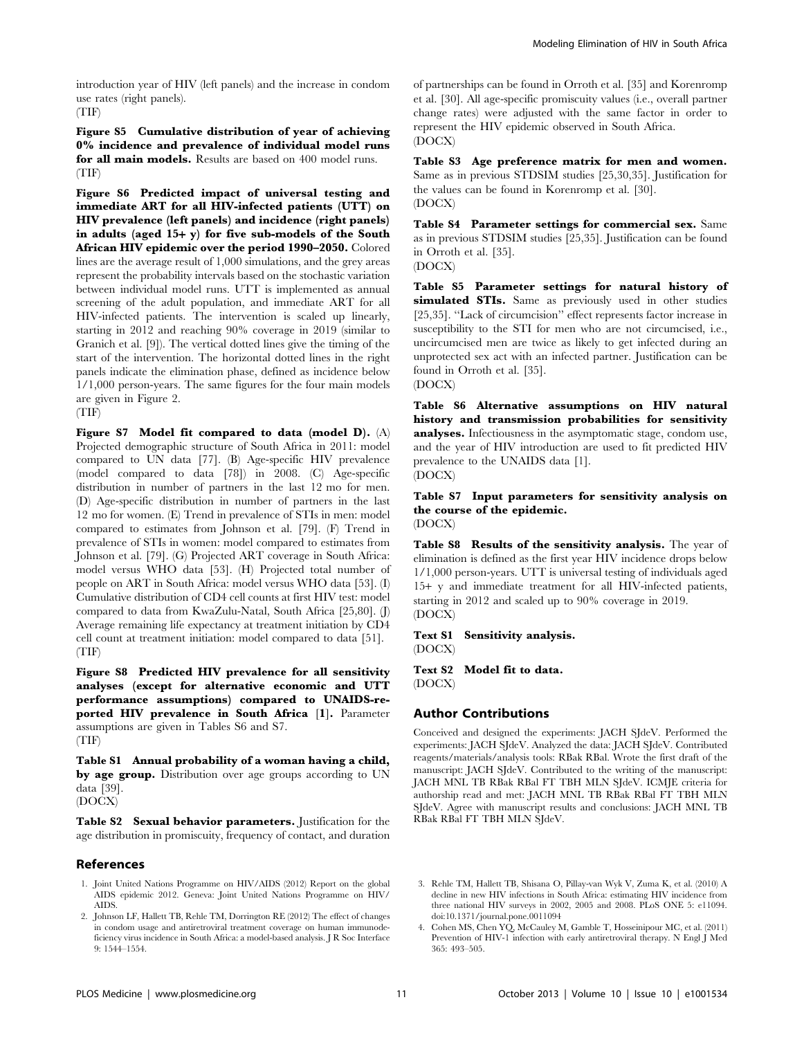introduction year of HIV (left panels) and the increase in condom use rates (right panels).
(TIF)

**Figure S5 Cumulative distribution of year of achieving 0% incidence and prevalence of individual model runs for all main models.** Results are based on 400 model runs.
(TIF)

**Figure S6 Predicted impact of universal testing and immediate ART for all HIV-infected patients (UTT) on HIV prevalence (left panels) and incidence (right panels) in adults (aged 15+ y) for five sub-models of the South African HIV epidemic over the period 1990–2050.** Colored lines are the average result of 1,000 simulations, and the grey areas represent the probability intervals based on the stochastic variation between individual model runs. UTT is implemented as annual screening of the adult population, and immediate ART for all HIV-infected patients. The intervention is scaled up linearly, starting in 2012 and reaching 90% coverage in 2019 (similar to Granich et al. [9]). The vertical dotted lines give the timing of the start of the intervention. The horizontal dotted lines in the right panels indicate the elimination phase, defined as incidence below 1/1,000 person-years. The same figures for the four main models are given in Figure 2.
(TIF)

**Figure S7 Model fit compared to data (model D).** (A) Projected demographic structure of South Africa in 2011: model compared to UN data [77]. (B) Age-specific HIV prevalence (model compared to data [78]) in 2008. (C) Age-specific distribution in number of partners in the last 12 mo for men. (D) Age-specific distribution in number of partners in the last 12 mo for women. (E) Trend in prevalence of STIs in men: model compared to estimates from Johnson et al. [79]. (F) Trend in prevalence of STIs in women: model compared to estimates from Johnson et al. [79]. (G) Projected ART coverage in South Africa: model versus WHO data [53]. (H) Projected total number of people on ART in South Africa: model versus WHO data [53]. (I) Cumulative distribution of CD4 cell counts at first HIV test: model compared to data from KwaZulu-Natal, South Africa [25,80]. (J) Average remaining life expectancy at treatment initiation by CD4 cell count at treatment initiation: model compared to data [51].
(TIF)

**Figure S8 Predicted HIV prevalence for all sensitivity analyses (except for alternative economic and UTT performance assumptions) compared to UNAIDS-reported HIV prevalence in South Africa [1].** Parameter assumptions are given in Tables S6 and S7.
(TIF)

**Table S1 Annual probability of a woman having a child, by age group.** Distribution over age groups according to UN data [39].
(DOCX)

**Table S2 Sexual behavior parameters.** Justification for the age distribution in promiscuity, frequency of contact, and duration of partnerships can be found in Orroth et al. [35] and Korenromp et al. [30]. All age-specific promiscuity values (i.e., overall partner change rates) were adjusted with the same factor in order to represent the HIV epidemic observed in South Africa.
(DOCX)

**Table S3 Age preference matrix for men and women.** Same as in previous STDSIM studies [25,30,35]. Justification for the values can be found in Korenromp et al. [30].
(DOCX)

**Table S4 Parameter settings for commercial sex.** Same as in previous STDSIM studies [25,35]. Justification can be found in Orroth et al. [35].
(DOCX)

**Table S5 Parameter settings for natural history of simulated STIs.** Same as previously used in other studies [25,35]. "Lack of circumcision" effect represents factor increase in susceptibility to the STI for men who are not circumcised, i.e., uncircumcised men are twice as likely to get infected during an unprotected sex act with an infected partner. Justification can be found in Orroth et al. [35].
(DOCX)

**Table S6 Alternative assumptions on HIV natural history and transmission probabilities for sensitivity analyses.** Infectiousness in the asymptomatic stage, condom use, and the year of HIV introduction are used to fit predicted HIV prevalence to the UNAIDS data [1].
(DOCX)

**Table S7 Input parameters for sensitivity analysis on the course of the epidemic.**
(DOCX)

**Table S8 Results of the sensitivity analysis.** The year of elimination is defined as the first year HIV incidence drops below 1/1,000 person-years. UTT is universal testing of individuals aged 15+ y and immediate treatment for all HIV-infected patients, starting in 2012 and scaled up to 90% coverage in 2019.
(DOCX)

**Text S1 Sensitivity analysis.**
(DOCX)

**Text S2 Model fit to data.**
(DOCX)

## Author Contributions

Conceived and designed the experiments: JACH SJdeV. Performed the experiments: JACH SJdeV. Analyzed the data: JACH SJdeV. Contributed reagents/materials/analysis tools: RBak RBal. Wrote the first draft of the manuscript: JACH SJdeV. Contributed to the writing of the manuscript: JACH MNL TB RBak RBal FT TBH MLN SJdeV. ICMJE criteria for authorship read and met: JACH MNL TB RBak RBal FT TBH MLN SJdeV. Agree with manuscript results and conclusions: JACH MNL TB RBak RBal FT TBH MLN SJdeV.

## References

1. Joint United Nations Programme on HIV/AIDS (2012) Report on the global AIDS epidemic 2012. Geneva: Joint United Nations Programme on HIV/AIDS.
2. Johnson LF, Hallett TB, Rehle TM, Dorrington RE (2012) The effect of changes in condom usage and antiretroviral treatment coverage on human immunodeficiency virus incidence in South Africa: a model-based analysis. J R Soc Interface 9: 1544–1554.
3. Rehle TM, Hallett TB, Shisana O, Pillay-van Wyk V, Zuma K, et al. (2010) A decline in new HIV infections in South Africa: estimating HIV incidence from three national HIV surveys in 2002, 2005 and 2008. PLoS ONE 5: e11094. doi:10.1371/journal.pone.0011094
4. Cohen MS, Chen YQ, McCauley M, Gamble T, Hosseinipour MC, et al. (2011) Prevention of HIV-1 infection with early antiretroviral therapy. N Engl J Med 365: 493–505.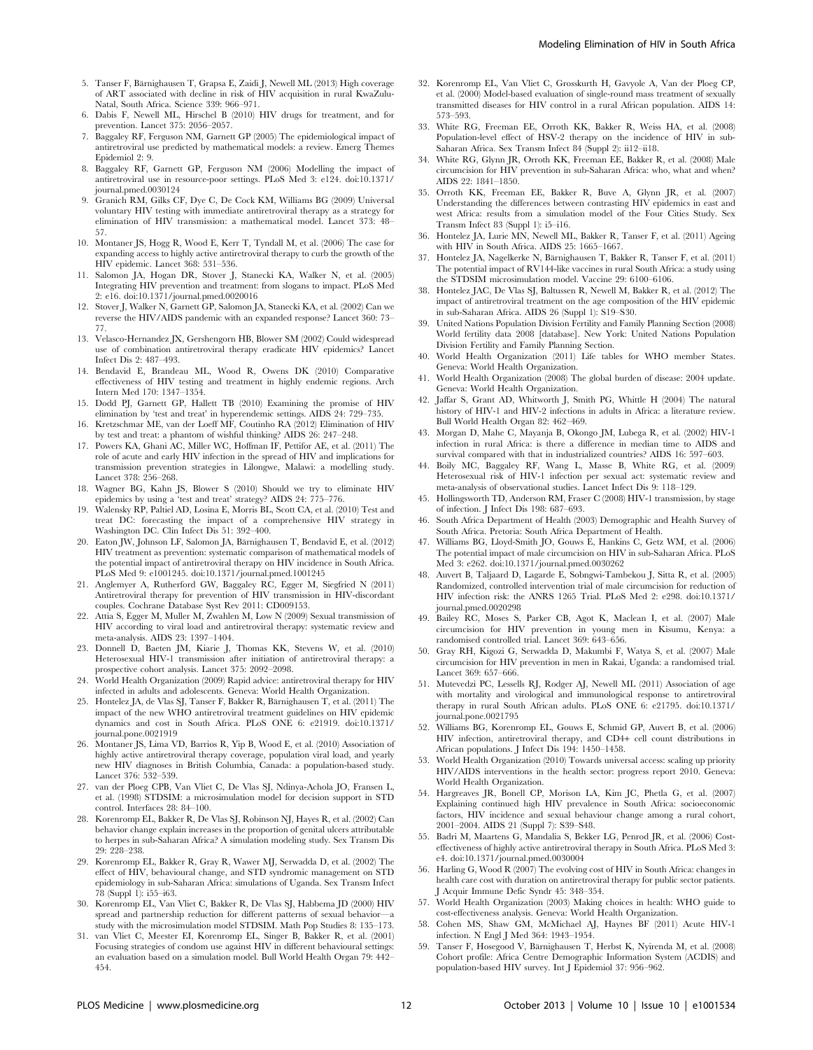5. Tanser F, Bärnighausen T, Grapsa E, Zaidi J, Newell ML (2013) High coverage of ART associated with decline in risk of HIV acquisition in rural KwaZulu-Natal, South Africa. Science 339: 966–971.
6. Dabis F, Newell ML, Hirschel B (2010) HIV drugs for treatment, and for prevention. Lancet 375: 2056–2057.
7. Baggaley RF, Ferguson NM, Garnett GP (2005) The epidemiological impact of antiretroviral use predicted by mathematical models: a review. Emerg Themes Epidemiol 2: 9.
8. Baggaley RF, Garnett GP, Ferguson NM (2006) Modelling the impact of antiretroviral use in resource-poor settings. PLoS Med 3: e124. doi:10.1371/journal.pmed.0030124
9. Granich RM, Gilks CF, Dye C, De Cock KM, Williams BG (2009) Universal voluntary HIV testing with immediate antiretroviral therapy as a strategy for elimination of HIV transmission: a mathematical model. Lancet 373: 48–57.
10. Montaner JS, Hogg R, Wood E, Kerr T, Tyndall M, et al. (2006) The case for expanding access to highly active antiretroviral therapy to curb the growth of the HIV epidemic. Lancet 368: 531–536.
11. Salomon JA, Hogan DR, Stover J, Stanecki KA, Walker N, et al. (2005) Integrating HIV prevention and treatment: from slogans to impact. PLoS Med 2: e16. doi:10.1371/journal.pmed.0020016
12. Stover J, Walker N, Garnett GP, Salomon JA, Stanecki KA, et al. (2002) Can we reverse the HIV/AIDS pandemic with an expanded response? Lancet 360: 73–77.
13. Velasco-Hernandez JX, Gershengorn HB, Blower SM (2002) Could widespread use of combination antiretroviral therapy eradicate HIV epidemics? Lancet Infect Dis 2: 487–493.
14. Bendavid E, Brandeau ML, Wood R, Owens DK (2010) Comparative effectiveness of HIV testing and treatment in highly endemic regions. Arch Intern Med 170: 1347–1354.
15. Dodd PJ, Garnett GP, Hallett TB (2010) Examining the promise of HIV elimination by 'test and treat' in hyperendemic settings. AIDS 24: 729–735.
16. Kretzschmar ME, van der Loeff MF, Coutinho RA (2012) Elimination of HIV by test and treat: a phantom of wishful thinking? AIDS 26: 247–248.
17. Powers KA, Ghani AC, Miller WC, Hoffman IF, Pettifor AE, et al. (2011) The role of acute and early HIV infection in the spread of HIV and implications for transmission prevention strategies in Lilongwe, Malawi: a modelling study. Lancet 378: 256–268.
18. Wagner BG, Kahn JS, Blower S (2010) Should we try to eliminate HIV epidemics by using a 'test and treat' strategy? AIDS 24: 775–776.
19. Walensky RP, Paltiel AD, Losina E, Morris BL, Scott CA, et al. (2010) Test and treat DC: forecasting the impact of a comprehensive HIV strategy in Washington DC. Clin Infect Dis 51: 392–400.
20. Eaton JW, Johnson LF, Salomon JA, Bärnighausen T, Bendavid E, et al. (2012) HIV treatment as prevention: systematic comparison of mathematical models of the potential impact of antiretroviral therapy on HIV incidence in South Africa. PLoS Med 9: e1001245. doi:10.1371/journal.pmed.1001245
21. Anglemyer A, Rutherford GW, Baggaley RC, Egger M, Siegfried N (2011) Antiretroviral therapy for prevention of HIV transmission in HIV-discordant couples. Cochrane Database Syst Rev 2011: CD009153.
22. Attia S, Egger M, Muller M, Zwahlen M, Low N (2009) Sexual transmission of HIV according to viral load and antiretroviral therapy: systematic review and meta-analysis. AIDS 23: 1397–1404.
23. Donnell D, Baeten JM, Kiarie J, Thomas KK, Stevens W, et al. (2010) Heterosexual HIV-1 transmission after initiation of antiretroviral therapy: a prospective cohort analysis. Lancet 375: 2092–2098.
24. World Health Organization (2009) Rapid advice: antiretroviral therapy for HIV infected in adults and adolescents. Geneva: World Health Organization.
25. Hontelez JA, de Vlas SJ, Tanser F, Bakker R, Bärnighausen T, et al. (2011) The impact of the new WHO antiretroviral treatment guidelines on HIV epidemic dynamics and cost in South Africa. PLoS ONE 6: e21919. doi:10.1371/journal.pone.0021919
26. Montaner JS, Lima VD, Barrios R, Yip B, Wood E, et al. (2010) Association of highly active antiretroviral therapy coverage, population viral load, and yearly new HIV diagnoses in British Columbia, Canada: a population-based study. Lancet 376: 532–539.
27. van der Ploeg CPB, Van Vliet C, De Vlas SJ, Ndinya-Achola JO, Fransen L, et al. (1998) STDSIM: a microsimulation model for decision support in STD control. Interfaces 28: 84–100.
28. Korenromp EL, Bakker R, De Vlas SJ, Robinson NJ, Hayes R, et al. (2002) Can behavior change explain increases in the proportion of genital ulcers attributable to herpes in sub-Saharan Africa? A simulation modeling study. Sex Transm Dis 29: 228–238.
29. Korenromp EL, Bakker R, Gray R, Wawer MJ, Serwadda D, et al. (2002) The effect of HIV, behavioural change, and STD syndromic management on STD epidemiology in sub-Saharan Africa: simulations of Uganda. Sex Transm Infect 78 (Suppl 1): i55–i63.
30. Korenromp EL, Van Vliet C, Bakker R, De Vlas SJ, Habbema JD (2000) HIV spread and partnership reduction for different patterns of sexual behavior—a study with the microsimulation model STDSIM. Math Pop Studies 8: 135–173.
31. van Vliet C, Meester EI, Korenromp EL, Singer B, Bakker R, et al. (2001) Focusing strategies of condom use against HIV in different behavioural settings: an evaluation based on a simulation model. Bull World Health Organ 79: 442–454.
32. Korenromp EL, Van Vliet C, Grosskurth H, Gavyole A, Van der Ploeg CP, et al. (2000) Model-based evaluation of single-round mass treatment of sexually transmitted diseases for HIV control in a rural African population. AIDS 14: 573–593.
33. White RG, Freeman EE, Orroth KK, Bakker R, Weiss HA, et al. (2008) Population-level effect of HSV-2 therapy on the incidence of HIV in sub-Saharan Africa. Sex Transm Infect 84 (Suppl 2): ii12–ii18.
34. White RG, Glynn JR, Orroth KK, Freeman EE, Bakker R, et al. (2008) Male circumcision for HIV prevention in sub-Saharan Africa: who, what and when? AIDS 22: 1841–1850.
35. Orroth KK, Freeman EE, Bakker R, Buve A, Glynn JR, et al. (2007) Understanding the differences between contrasting HIV epidemics in east and west Africa: results from a simulation model of the Four Cities Study. Sex Transm Infect 83 (Suppl 1): i5–i16.
36. Hontelez JA, Lurie MN, Newell ML, Bakker R, Tanser F, et al. (2011) Ageing with HIV in South Africa. AIDS 25: 1665–1667.
37. Hontelez JA, Nagelkerke N, Bärnighausen T, Bakker R, Tanser F, et al. (2011) The potential impact of RV144-like vaccines in rural South Africa: a study using the STDSIM microsimulation model. Vaccine 29: 6100–6106.
38. Hontelez JAC, De Vlas SJ, Baltussen R, Newell M, Bakker R, et al. (2012) The impact of antiretroviral treatment on the age composition of the HIV epidemic in sub-Saharan Africa. AIDS 26 (Suppl 1): S19–S30.
39. United Nations Population Division Fertility and Family Planning Section (2008) World fertility data 2008 [database]. New York: United Nations Population Division Fertility and Family Planning Section.
40. World Health Organization (2011) Life tables for WHO member States. Geneva: World Health Organization.
41. World Health Organization (2008) The global burden of disease: 2004 update. Geneva: World Health Organization.
42. Jaffar S, Grant AD, Whitworth J, Smith PG, Whittle H (2004) The natural history of HIV-1 and HIV-2 infections in adults in Africa: a literature review. Bull World Health Organ 82: 462–469.
43. Morgan D, Mahe C, Mayanja B, Okongo JM, Lubega R, et al. (2002) HIV-1 infection in rural Africa: is there a difference in median time to AIDS and survival compared with that in industrialized countries? AIDS 16: 597–603.
44. Boily MC, Baggaley RF, Wang L, Masse B, White RG, et al. (2009) Heterosexual risk of HIV-1 infection per sexual act: systematic review and meta-analysis of observational studies. Lancet Infect Dis 9: 118–129.
45. Hollingsworth TD, Anderson RM, Fraser C (2008) HIV-1 transmission, by stage of infection. J Infect Dis 198: 687–693.
46. South Africa Department of Health (2003) Demographic and Health Survey of South Africa. Pretoria: South Africa Department of Health.
47. Williams BG, Lloyd-Smith JO, Gouws E, Hankins C, Getz WM, et al. (2006) The potential impact of male circumcision on HIV in sub-Saharan Africa. PLoS Med 3: e262. doi:10.1371/journal.pmed.0030262
48. Auvert B, Taljaard D, Lagarde E, Sobngwi-Tambekou J, Sitta R, et al. (2005) Randomized, controlled intervention trial of male circumcision for reduction of HIV infection risk: the ANRS 1265 Trial. PLoS Med 2: e298. doi:10.1371/journal.pmed.0020298
49. Bailey RC, Moses S, Parker CB, Agot K, Maclean I, et al. (2007) Male circumcision for HIV prevention in young men in Kisumu, Kenya: a randomised controlled trial. Lancet 369: 643–656.
50. Gray RH, Kigozi G, Serwadda D, Makumbi F, Watya S, et al. (2007) Male circumcision for HIV prevention in men in Rakai, Uganda: a randomised trial. Lancet 369: 657–666.
51. Mutevedzi PC, Lessells RJ, Rodger AJ, Newell ML (2011) Association of age with mortality and virological and immunological response to antiretroviral therapy in rural South African adults. PLoS ONE 6: e21795. doi:10.1371/journal.pone.0021795
52. Williams BG, Korenromp EL, Gouws E, Schmid GP, Auvert B, et al. (2006) HIV infection, antiretroviral therapy, and CD4+ cell count distributions in African populations. J Infect Dis 194: 1450–1458.
53. World Health Organization (2010) Towards universal access: scaling up priority HIV/AIDS interventions in the health sector: progress report 2010. Geneva: World Health Organization.
54. Hargreaves JR, Bonell CP, Morison LA, Kim JC, Phetla G, et al. (2007) Explaining continued high HIV prevalence in South Africa: socioeconomic factors, HIV incidence and sexual behaviour change among a rural cohort, 2001–2004. AIDS 21 (Suppl 7): S39–S48.
55. Badri M, Maartens G, Mandalia S, Bekker LG, Penrod JR, et al. (2006) Cost-effectiveness of highly active antiretroviral therapy in South Africa. PLoS Med 3: e4. doi:10.1371/journal.pmed.0030004
56. Harling G, Wood R (2007) The evolving cost of HIV in South Africa: changes in health care cost with duration on antiretroviral therapy for public sector patients. J Acquir Immune Defic Syndr 45: 348–354.
57. World Health Organization (2003) Making choices in health: WHO guide to cost-effectiveness analysis. Geneva: World Health Organization.
58. Cohen MS, Shaw GM, McMichael AJ, Haynes BF (2011) Acute HIV-1 infection. N Engl J Med 364: 1943–1954.
59. Tanser F, Hosegood V, Bärnighausen T, Herbst K, Nyirenda M, et al. (2008) Cohort profile: Africa Centre Demographic Information System (ACDIS) and population-based HIV survey. Int J Epidemiol 37: 956–962.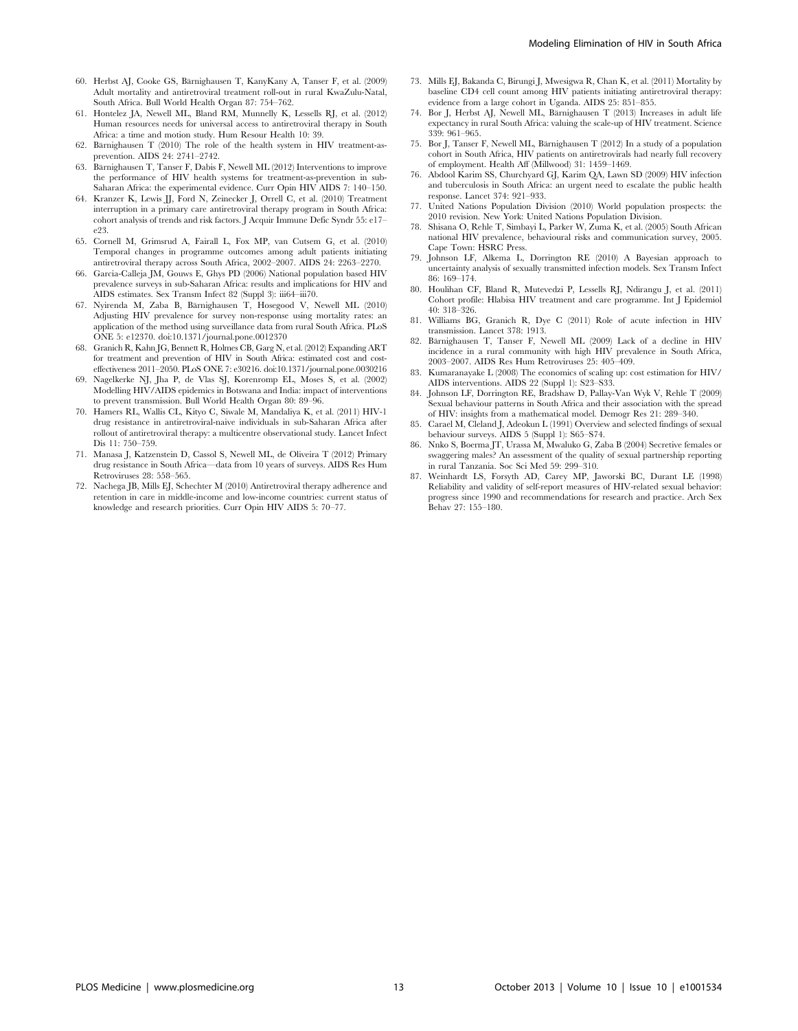60. Herbst AJ, Cooke GS, Bärnighausen T, KanyKany A, Tanser F, et al. (2009) Adult mortality and antiretroviral treatment roll-out in rural KwaZulu-Natal, South Africa. Bull World Health Organ 87: 754–762.
61. Hontelez JA, Newell ML, Bland RM, Munnelly K, Lessells RJ, et al. (2012) Human resources needs for universal access to antiretroviral therapy in South Africa: a time and motion study. Hum Resour Health 10: 39.
62. Bärnighausen T (2010) The role of the health system in HIV treatment-as-prevention. AIDS 24: 2741–2742.
63. Bärnighausen T, Tanser F, Dabis F, Newell ML (2012) Interventions to improve the performance of HIV health systems for treatment-as-prevention in sub-Saharan Africa: the experimental evidence. Curr Opin HIV AIDS 7: 140–150.
64. Kranzer K, Lewis JJ, Ford N, Zeinecker J, Orrell C, et al. (2010) Treatment interruption in a primary care antiretroviral therapy program in South Africa: cohort analysis of trends and risk factors. J Acquir Immune Defic Syndr 55: e17–e23.
65. Cornell M, Grimsrud A, Fairall L, Fox MP, van Cutsem G, et al. (2010) Temporal changes in programme outcomes among adult patients initiating antiretroviral therapy across South Africa, 2002–2007. AIDS 24: 2263–2270.
66. Garcia-Calleja JM, Gouws E, Ghys PD (2006) National population based HIV prevalence surveys in sub-Saharan Africa: results and implications for HIV and AIDS estimates. Sex Transm Infect 82 (Suppl 3): iii64–iii70.
67. Nyirenda M, Zaba B, Bärnighausen T, Hosegood V, Newell ML (2010) Adjusting HIV prevalence for survey non-response using mortality rates: an application of the method using surveillance data from rural South Africa. PLoS ONE 5: e12370. doi:10.1371/journal.pone.0012370
68. Granich R, Kahn JG, Bennett R, Holmes CB, Garg N, et al. (2012) Expanding ART for treatment and prevention of HIV in South Africa: estimated cost and cost-effectiveness 2011–2050. PLoS ONE 7: e30216. doi:10.1371/journal.pone.0030216
69. Nagelkerke NJ, Jha P, de Vlas SJ, Korenromp EL, Moses S, et al. (2002) Modelling HIV/AIDS epidemics in Botswana and India: impact of interventions to prevent transmission. Bull World Health Organ 80: 89–96.
70. Hamers RL, Wallis CL, Kityo C, Siwale M, Mandaliya K, et al. (2011) HIV-1 drug resistance in antiretroviral-naive individuals in sub-Saharan Africa after rollout of antiretroviral therapy: a multicentre observational study. Lancet Infect Dis 11: 750–759.
71. Manasa J, Katzenstein D, Cassol S, Newell ML, de Oliveira T (2012) Primary drug resistance in South Africa—data from 10 years of surveys. AIDS Res Hum Retroviruses 28: 558–565.
72. Nachega JB, Mills EJ, Schechter M (2010) Antiretroviral therapy adherence and retention in care in middle-income and low-income countries: current status of knowledge and research priorities. Curr Opin HIV AIDS 5: 70–77.
73. Mills EJ, Bakanda C, Birungi J, Mwesigwa R, Chan K, et al. (2011) Mortality by baseline CD4 cell count among HIV patients initiating antiretroviral therapy: evidence from a large cohort in Uganda. AIDS 25: 851–855.
74. Bor J, Herbst AJ, Newell ML, Bärnighausen T (2013) Increases in adult life expectancy in rural South Africa: valuing the scale-up of HIV treatment. Science 339: 961–965.
75. Bor J, Tanser F, Newell ML, Bärnighausen T (2012) In a study of a population cohort in South Africa, HIV patients on antiretrovirals had nearly full recovery of employment. Health Aff (Millwood) 31: 1459–1469.
76. Abdool Karim SS, Churchyard GJ, Karim QA, Lawn SD (2009) HIV infection and tuberculosis in South Africa: an urgent need to escalate the public health response. Lancet 374: 921–933.
77. United Nations Population Division (2010) World population prospects: the 2010 revision. New York: United Nations Population Division.
78. Shisana O, Rehle T, Simbayi L, Parker W, Zuma K, et al. (2005) South African national HIV prevalence, behavioural risks and communication survey, 2005. Cape Town: HSRC Press.
79. Johnson LF, Alkema L, Dorrington RE (2010) A Bayesian approach to uncertainty analysis of sexually transmitted infection models. Sex Transm Infect 86: 169–174.
80. Houlihan CF, Bland R, Mutevedzi P, Lessells RJ, Ndirangu J, et al. (2011) Cohort profile: Hlabisa HIV treatment and care programme. Int J Epidemiol 40: 318–326.
81. Williams BG, Granich R, Dye C (2011) Role of acute infection in HIV transmission. Lancet 378: 1913.
82. Bärnighausen T, Tanser F, Newell ML (2009) Lack of a decline in HIV incidence in a rural community with high HIV prevalence in South Africa, 2003–2007. AIDS Res Hum Retroviruses 25: 405–409.
83. Kumaranayake L (2008) The economics of scaling up: cost estimation for HIV/AIDS interventions. AIDS 22 (Suppl 1): S23–S33.
84. Johnson LF, Dorrington RE, Bradshaw D, Pallay-Van Wyk V, Rehle T (2009) Sexual behaviour patterns in South Africa and their association with the spread of HIV: insights from a mathematical model. Demogr Res 21: 289–340.
85. Carael M, Cleland J, Adeokun L (1991) Overview and selected findings of sexual behaviour surveys. AIDS 5 (Suppl 1): S65–S74.
86. Nnko S, Boerma JT, Urassa M, Mwaluko G, Zaba B (2004) Secretive females or swaggering males? An assessment of the quality of sexual partnership reporting in rural Tanzania. Soc Sci Med 59: 299–310.
87. Weinhardt LS, Forsyth AD, Carey MP, Jaworski BC, Durant LE (1998) Reliability and validity of self-report measures of HIV-related sexual behavior: progress since 1990 and recommendations for research and practice. Arch Sex Behav 27: 155–180.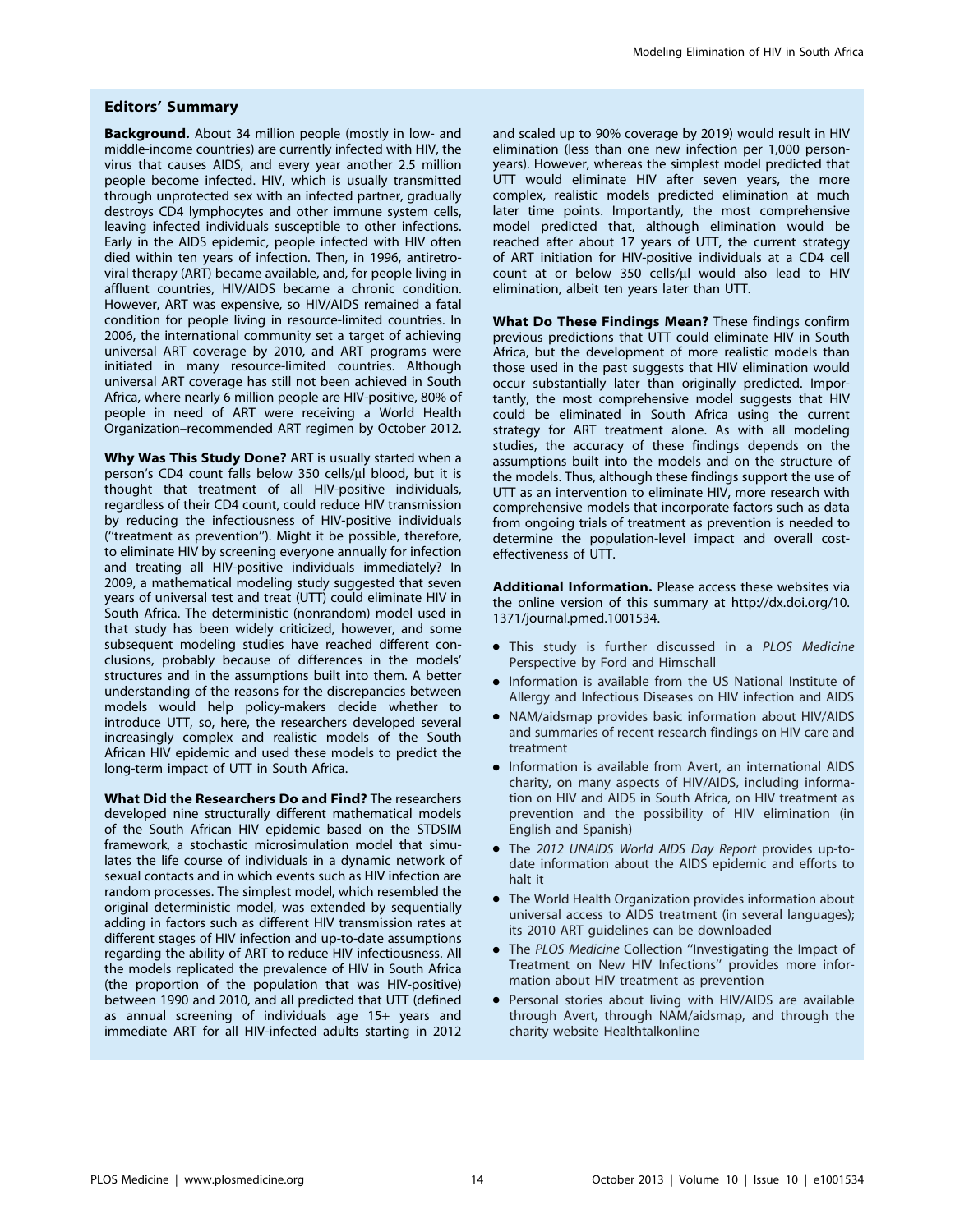## Editors' Summary

**Background.** About 34 million people (mostly in low- and middle-income countries) are currently infected with HIV, the virus that causes AIDS, and every year another 2.5 million people become infected. HIV, which is usually transmitted through unprotected sex with an infected partner, gradually destroys CD4 lymphocytes and other immune system cells, leaving infected individuals susceptible to other infections. Early in the AIDS epidemic, people infected with HIV often died within ten years of infection. Then, in 1996, antiretroviral therapy (ART) became available, and, for people living in affluent countries, HIV/AIDS became a chronic condition. However, ART was expensive, so HIV/AIDS remained a fatal condition for people living in resource-limited countries. In 2006, the international community set a target of achieving universal ART coverage by 2010, and ART programs were initiated in many resource-limited countries. Although universal ART coverage has still not been achieved in South Africa, where nearly 6 million people are HIV-positive, 80% of people in need of ART were receiving a World Health Organization–recommended ART regimen by October 2012.

**Why Was This Study Done?** ART is usually started when a person's CD4 count falls below 350 cells/µl blood, but it is thought that treatment of all HIV-positive individuals, regardless of their CD4 count, could reduce HIV transmission by reducing the infectiousness of HIV-positive individuals ("treatment as prevention"). Might it be possible, therefore, to eliminate HIV by screening everyone annually for infection and treating all HIV-positive individuals immediately? In 2009, a mathematical modeling study suggested that seven years of universal test and treat (UTT) could eliminate HIV in South Africa. The deterministic (nonrandom) model used in that study has been widely criticized, however, and some subsequent modeling studies have reached different conclusions, probably because of differences in the models' structures and in the assumptions built into them. A better understanding of the reasons for the discrepancies between models would help policy-makers decide whether to introduce UTT, so, here, the researchers developed several increasingly complex and realistic models of the South African HIV epidemic and used these models to predict the long-term impact of UTT in South Africa.

**What Did the Researchers Do and Find?** The researchers developed nine structurally different mathematical models of the South African HIV epidemic based on the STDSIM framework, a stochastic microsimulation model that simulates the life course of individuals in a dynamic network of sexual contacts and in which events such as HIV infection are random processes. The simplest model, which resembled the original deterministic model, was extended by sequentially adding in factors such as different HIV transmission rates at different stages of HIV infection and up-to-date assumptions regarding the ability of ART to reduce HIV infectiousness. All the models replicated the prevalence of HIV in South Africa (the proportion of the population that was HIV-positive) between 1990 and 2010, and all predicted that UTT (defined as annual screening of individuals age 15+ years and immediate ART for all HIV-infected adults starting in 2012 and scaled up to 90% coverage by 2019) would result in HIV elimination (less than one new infection per 1,000 person-years). However, whereas the simplest model predicted that UTT would eliminate HIV after seven years, the more complex, realistic models predicted elimination at much later time points. Importantly, the most comprehensive model predicted that, although elimination would be reached after about 17 years of UTT, the current strategy of ART initiation for HIV-positive individuals at a CD4 cell count at or below 350 cells/µl would also lead to HIV elimination, albeit ten years later than UTT.

**What Do These Findings Mean?** These findings confirm previous predictions that UTT could eliminate HIV in South Africa, but the development of more realistic models than those used in the past suggests that HIV elimination would occur substantially later than originally predicted. Importantly, the most comprehensive model suggests that HIV could be eliminated in South Africa using the current strategy for ART treatment alone. As with all modeling studies, the accuracy of these findings depends on the assumptions built into the models and on the structure of the models. Thus, although these findings support the use of UTT as an intervention to eliminate HIV, more research with comprehensive models that incorporate factors such as data from ongoing trials of treatment as prevention is needed to determine the population-level impact and overall cost-effectiveness of UTT.

**Additional Information.** Please access these websites via the online version of this summary at http://dx.doi.org/10.1371/journal.pmed.1001534.

- This study is further discussed in a *PLOS Medicine* Perspective by Ford and Hirnschall
- Information is available from the US National Institute of Allergy and Infectious Diseases on HIV infection and AIDS
- NAM/aidsmap provides basic information about HIV/AIDS and summaries of recent research findings on HIV care and treatment
- Information is available from Avert, an international AIDS charity, on many aspects of HIV/AIDS, including information on HIV and AIDS in South Africa, on HIV treatment as prevention and the possibility of HIV elimination (in English and Spanish)
- The *2012 UNAIDS World AIDS Day Report* provides up-to-date information about the AIDS epidemic and efforts to halt it
- The World Health Organization provides information about universal access to AIDS treatment (in several languages); its 2010 ART guidelines can be downloaded
- The *PLOS Medicine* Collection "Investigating the Impact of Treatment on New HIV Infections" provides more information about HIV treatment as prevention
- Personal stories about living with HIV/AIDS are available through Avert, through NAM/aidsmap, and through the charity website Healthtalkonline